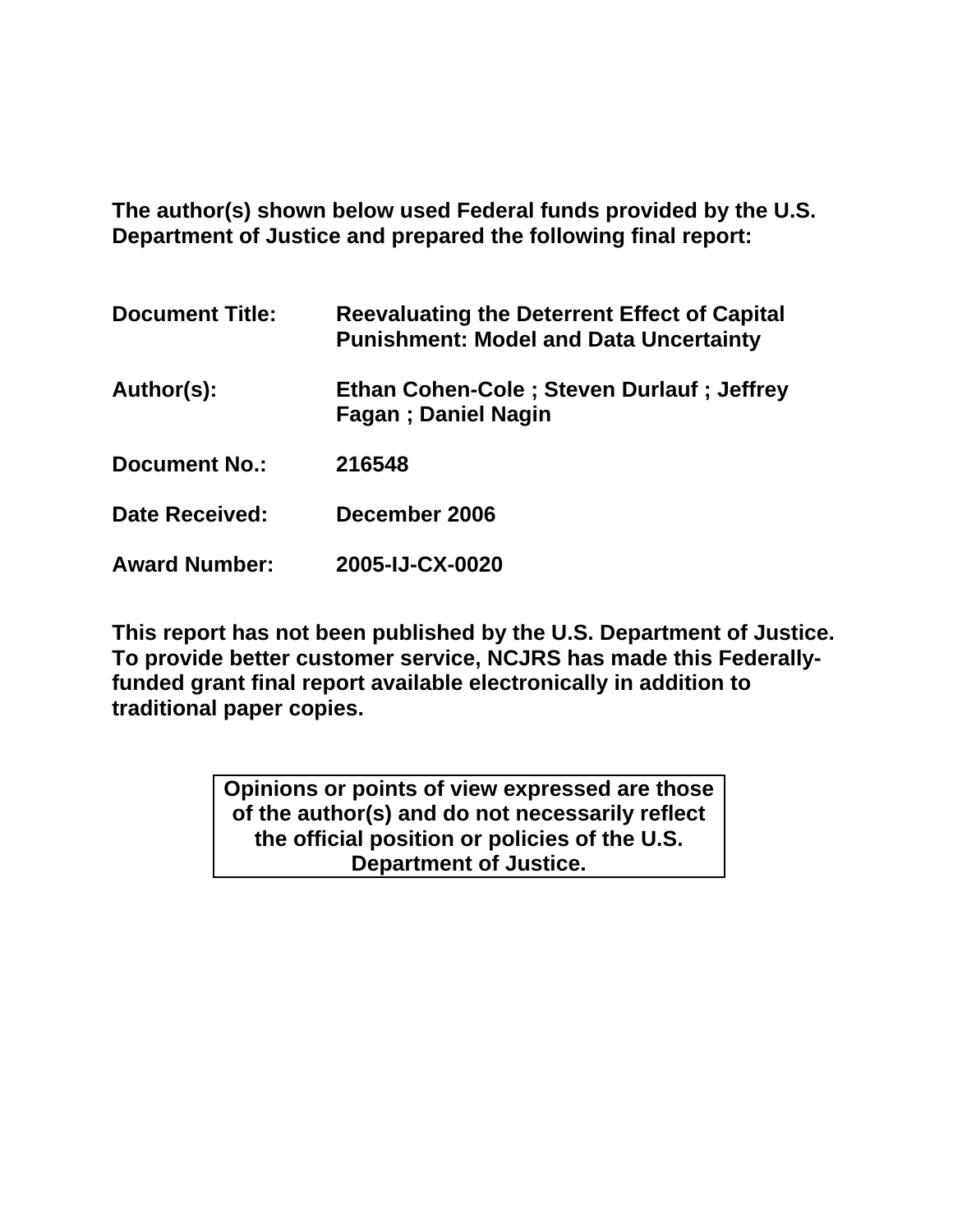**The author(s) shown below used Federal funds provided by the U.S. Department of Justice and prepared the following final report:**

| | |
|---|---|
| **Document Title:** | **Reevaluating the Deterrent Effect of Capital Punishment: Model and Data Uncertainty** |
| **Author(s):** | **Ethan Cohen-Cole ; Steven Durlauf ; Jeffrey Fagan ; Daniel Nagin** |
| **Document No.:** | **216548** |
| **Date Received:** | **December 2006** |
| **Award Number:** | **2005-IJ-CX-0020** |

**This report has not been published by the U.S. Department of Justice. To provide better customer service, NCJRS has made this Federally-funded grant final report available electronically in addition to traditional paper copies.**

> **Opinions or points of view expressed are those of the author(s) and do not necessarily reflect the official position or policies of the U.S. Department of Justice.**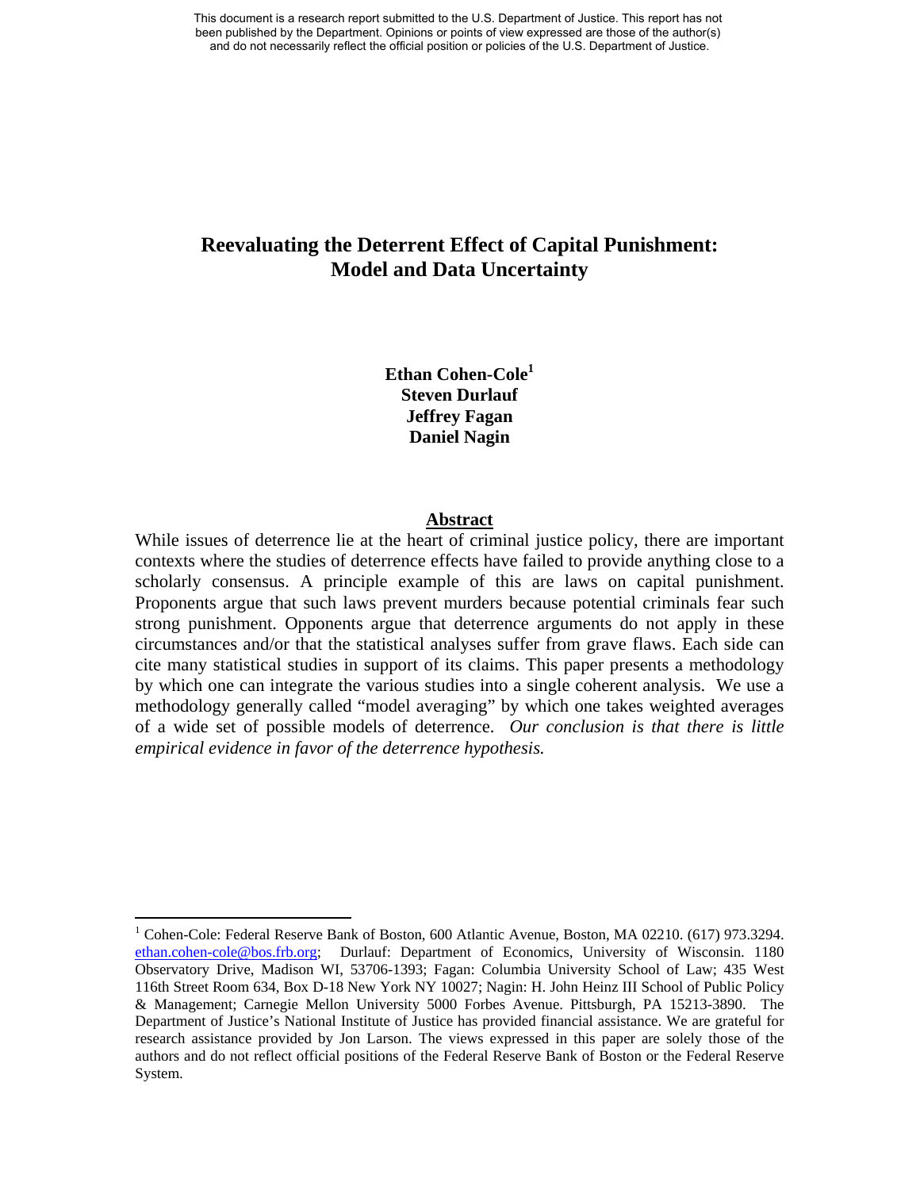This document is a research report submitted to the U.S. Department of Justice. This report has not been published by the Department. Opinions or points of view expressed are those of the author(s) and do not necessarily reflect the official position or policies of the U.S. Department of Justice.

# Reevaluating the Deterrent Effect of Capital Punishment: Model and Data Uncertainty

**Ethan Cohen-Cole[1]**
**Steven Durlauf**
**Jeffrey Fagan**
**Daniel Nagin**

## Abstract

While issues of deterrence lie at the heart of criminal justice policy, there are important contexts where the studies of deterrence effects have failed to provide anything close to a scholarly consensus. A principle example of this are laws on capital punishment. Proponents argue that such laws prevent murders because potential criminals fear such strong punishment. Opponents argue that deterrence arguments do not apply in these circumstances and/or that the statistical analyses suffer from grave flaws. Each side can cite many statistical studies in support of its claims. This paper presents a methodology by which one can integrate the various studies into a single coherent analysis. We use a methodology generally called "model averaging" by which one takes weighted averages of a wide set of possible models of deterrence. *Our conclusion is that there is little empirical evidence in favor of the deterrence hypothesis.*

[1] Cohen-Cole: Federal Reserve Bank of Boston, 600 Atlantic Avenue, Boston, MA 02210. (617) 973.3294. ethan.cohen-cole@bos.frb.org; Durlauf: Department of Economics, University of Wisconsin. 1180 Observatory Drive, Madison WI, 53706-1393; Fagan: Columbia University School of Law; 435 West 116th Street Room 634, Box D-18 New York NY 10027; Nagin: H. John Heinz III School of Public Policy & Management; Carnegie Mellon University 5000 Forbes Avenue. Pittsburgh, PA 15213-3890. The Department of Justice's National Institute of Justice has provided financial assistance. We are grateful for research assistance provided by Jon Larson. The views expressed in this paper are solely those of the authors and do not reflect official positions of the Federal Reserve Bank of Boston or the Federal Reserve System.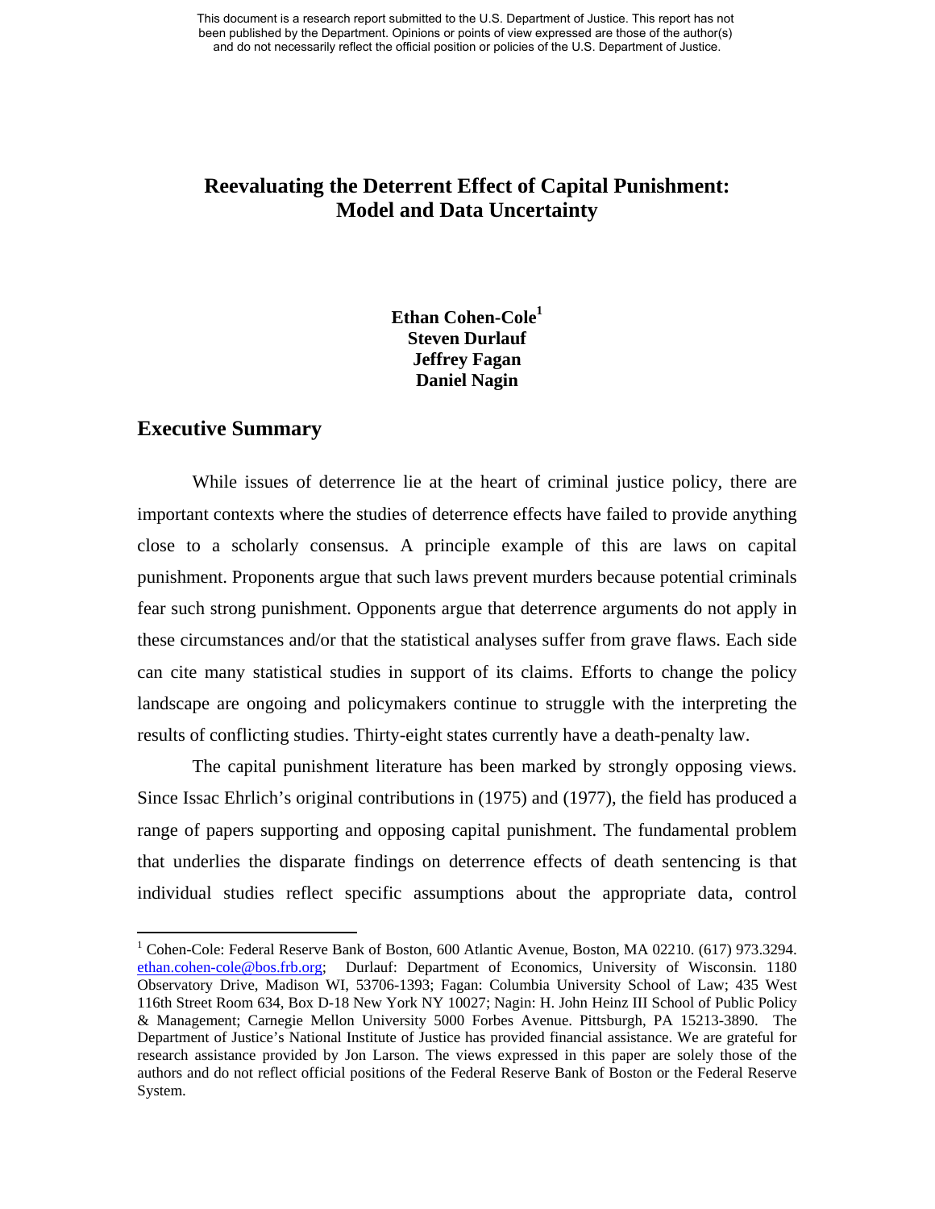This document is a research report submitted to the U.S. Department of Justice. This report has not been published by the Department. Opinions or points of view expressed are those of the author(s) and do not necessarily reflect the official position or policies of the U.S. Department of Justice.

# Reevaluating the Deterrent Effect of Capital Punishment: Model and Data Uncertainty

**Ethan Cohen-Cole[1]**
**Steven Durlauf**
**Jeffrey Fagan**
**Daniel Nagin**

## Executive Summary

While issues of deterrence lie at the heart of criminal justice policy, there are important contexts where the studies of deterrence effects have failed to provide anything close to a scholarly consensus. A principle example of this are laws on capital punishment. Proponents argue that such laws prevent murders because potential criminals fear such strong punishment. Opponents argue that deterrence arguments do not apply in these circumstances and/or that the statistical analyses suffer from grave flaws. Each side can cite many statistical studies in support of its claims. Efforts to change the policy landscape are ongoing and policymakers continue to struggle with the interpreting the results of conflicting studies. Thirty-eight states currently have a death-penalty law.

The capital punishment literature has been marked by strongly opposing views. Since Issac Ehrlich's original contributions in (1975) and (1977), the field has produced a range of papers supporting and opposing capital punishment. The fundamental problem that underlies the disparate findings on deterrence effects of death sentencing is that individual studies reflect specific assumptions about the appropriate data, control

[1] Cohen-Cole: Federal Reserve Bank of Boston, 600 Atlantic Avenue, Boston, MA 02210. (617) 973.3294. ethan.cohen-cole@bos.frb.org; Durlauf: Department of Economics, University of Wisconsin. 1180 Observatory Drive, Madison WI, 53706-1393; Fagan: Columbia University School of Law; 435 West 116th Street Room 634, Box D-18 New York NY 10027; Nagin: H. John Heinz III School of Public Policy & Management; Carnegie Mellon University 5000 Forbes Avenue. Pittsburgh, PA 15213-3890. The Department of Justice's National Institute of Justice has provided financial assistance. We are grateful for research assistance provided by Jon Larson. The views expressed in this paper are solely those of the authors and do not reflect official positions of the Federal Reserve Bank of Boston or the Federal Reserve System.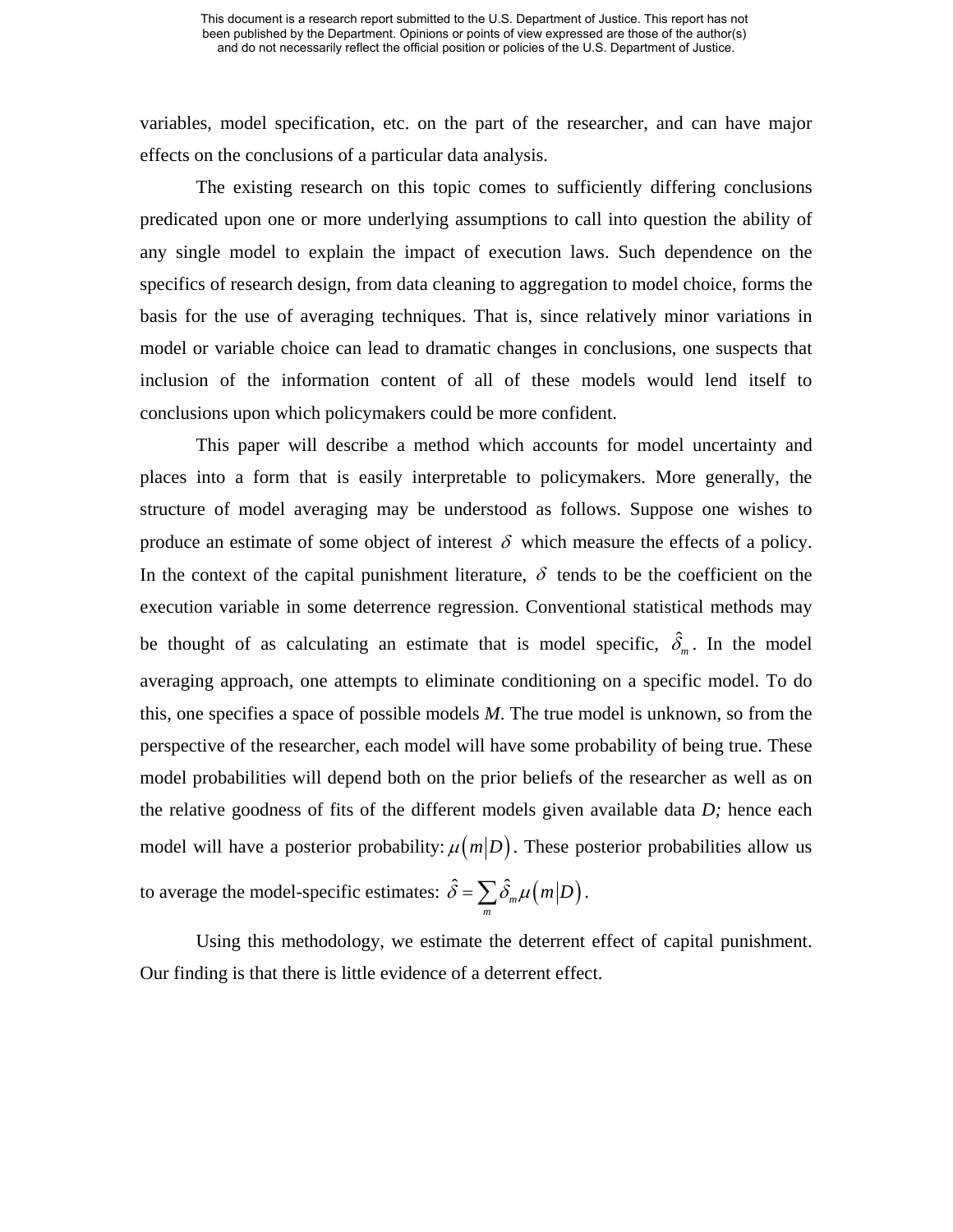variables, model specification, etc. on the part of the researcher, and can have major effects on the conclusions of a particular data analysis.

The existing research on this topic comes to sufficiently differing conclusions predicated upon one or more underlying assumptions to call into question the ability of any single model to explain the impact of execution laws. Such dependence on the specifics of research design, from data cleaning to aggregation to model choice, forms the basis for the use of averaging techniques. That is, since relatively minor variations in model or variable choice can lead to dramatic changes in conclusions, one suspects that inclusion of the information content of all of these models would lend itself to conclusions upon which policymakers could be more confident.

This paper will describe a method which accounts for model uncertainty and places into a form that is easily interpretable to policymakers. More generally, the structure of model averaging may be understood as follows. Suppose one wishes to produce an estimate of some object of interest $\delta$ which measure the effects of a policy. In the context of the capital punishment literature, $\delta$ tends to be the coefficient on the execution variable in some deterrence regression. Conventional statistical methods may be thought of as calculating an estimate that is model specific, $\hat{\delta}_m$. In the model averaging approach, one attempts to eliminate conditioning on a specific model. To do this, one specifies a space of possible models *M*. The true model is unknown, so from the perspective of the researcher, each model will have some probability of being true. These model probabilities will depend both on the prior beliefs of the researcher as well as on the relative goodness of fits of the different models given available data *D;* hence each model will have a posterior probability: $\mu(m|D)$. These posterior probabilities allow us to average the model-specific estimates: $\hat{\delta} = \sum_m \hat{\delta}_m \mu(m|D)$.

Using this methodology, we estimate the deterrent effect of capital punishment. Our finding is that there is little evidence of a deterrent effect.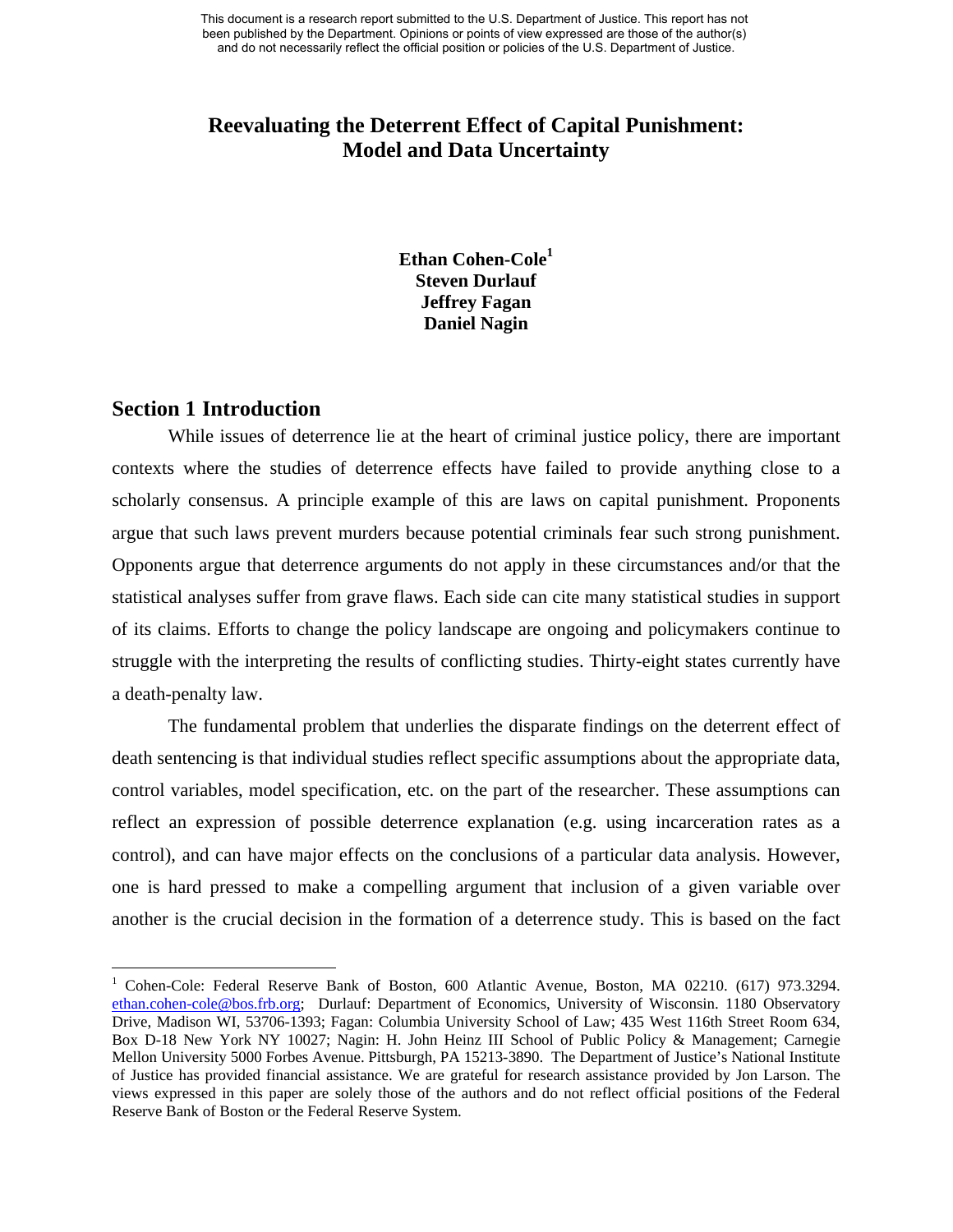This document is a research report submitted to the U.S. Department of Justice. This report has not been published by the Department. Opinions or points of view expressed are those of the author(s) and do not necessarily reflect the official position or policies of the U.S. Department of Justice.

# Reevaluating the Deterrent Effect of Capital Punishment: Model and Data Uncertainty

**Ethan Cohen-Cole[1]**
**Steven Durlauf**
**Jeffrey Fagan**
**Daniel Nagin**

## Section 1 Introduction

While issues of deterrence lie at the heart of criminal justice policy, there are important contexts where the studies of deterrence effects have failed to provide anything close to a scholarly consensus. A principle example of this are laws on capital punishment. Proponents argue that such laws prevent murders because potential criminals fear such strong punishment. Opponents argue that deterrence arguments do not apply in these circumstances and/or that the statistical analyses suffer from grave flaws. Each side can cite many statistical studies in support of its claims. Efforts to change the policy landscape are ongoing and policymakers continue to struggle with the interpreting the results of conflicting studies. Thirty-eight states currently have a death-penalty law.

The fundamental problem that underlies the disparate findings on the deterrent effect of death sentencing is that individual studies reflect specific assumptions about the appropriate data, control variables, model specification, etc. on the part of the researcher. These assumptions can reflect an expression of possible deterrence explanation (e.g. using incarceration rates as a control), and can have major effects on the conclusions of a particular data analysis. However, one is hard pressed to make a compelling argument that inclusion of a given variable over another is the crucial decision in the formation of a deterrence study. This is based on the fact

[1] Cohen-Cole: Federal Reserve Bank of Boston, 600 Atlantic Avenue, Boston, MA 02210. (617) 973.3294. ethan.cohen-cole@bos.frb.org; Durlauf: Department of Economics, University of Wisconsin. 1180 Observatory Drive, Madison WI, 53706-1393; Fagan: Columbia University School of Law; 435 West 116th Street Room 634, Box D-18 New York NY 10027; Nagin: H. John Heinz III School of Public Policy & Management; Carnegie Mellon University 5000 Forbes Avenue. Pittsburgh, PA 15213-3890. The Department of Justice's National Institute of Justice has provided financial assistance. We are grateful for research assistance provided by Jon Larson. The views expressed in this paper are solely those of the authors and do not reflect official positions of the Federal Reserve Bank of Boston or the Federal Reserve System.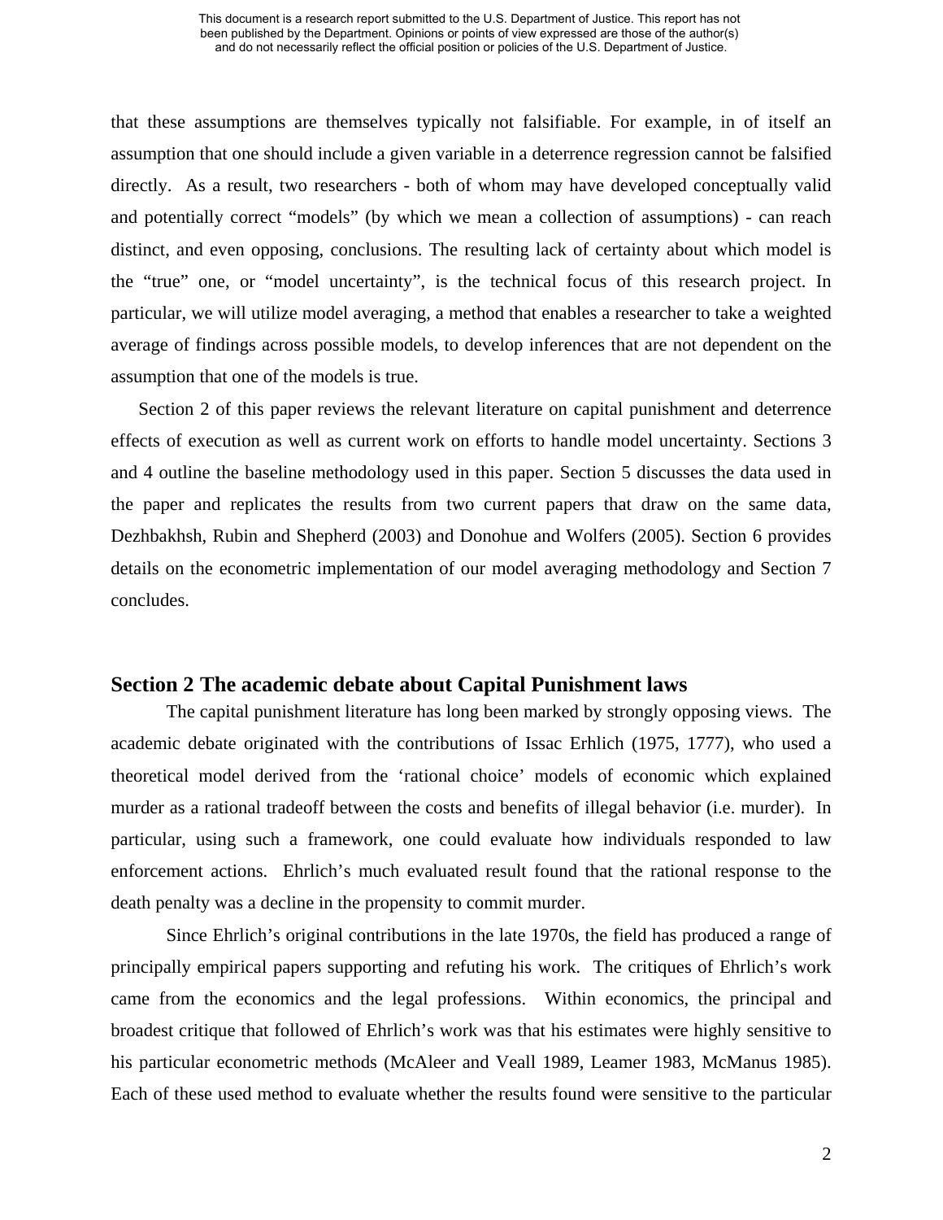that these assumptions are themselves typically not falsifiable. For example, in of itself an assumption that one should include a given variable in a deterrence regression cannot be falsified directly. As a result, two researchers - both of whom may have developed conceptually valid and potentially correct "models" (by which we mean a collection of assumptions) - can reach distinct, and even opposing, conclusions. The resulting lack of certainty about which model is the "true" one, or "model uncertainty", is the technical focus of this research project. In particular, we will utilize model averaging, a method that enables a researcher to take a weighted average of findings across possible models, to develop inferences that are not dependent on the assumption that one of the models is true.

Section 2 of this paper reviews the relevant literature on capital punishment and deterrence effects of execution as well as current work on efforts to handle model uncertainty. Sections 3 and 4 outline the baseline methodology used in this paper. Section 5 discusses the data used in the paper and replicates the results from two current papers that draw on the same data, Dezhbakhsh, Rubin and Shepherd (2003) and Donohue and Wolfers (2005). Section 6 provides details on the econometric implementation of our model averaging methodology and Section 7 concludes.

## Section 2 The academic debate about Capital Punishment laws

The capital punishment literature has long been marked by strongly opposing views. The academic debate originated with the contributions of Issac Erhlich (1975, 1777), who used a theoretical model derived from the 'rational choice' models of economic which explained murder as a rational tradeoff between the costs and benefits of illegal behavior (i.e. murder). In particular, using such a framework, one could evaluate how individuals responded to law enforcement actions. Ehrlich's much evaluated result found that the rational response to the death penalty was a decline in the propensity to commit murder.

Since Ehrlich's original contributions in the late 1970s, the field has produced a range of principally empirical papers supporting and refuting his work. The critiques of Ehrlich's work came from the economics and the legal professions. Within economics, the principal and broadest critique that followed of Ehrlich's work was that his estimates were highly sensitive to his particular econometric methods (McAleer and Veall 1989, Leamer 1983, McManus 1985). Each of these used method to evaluate whether the results found were sensitive to the particular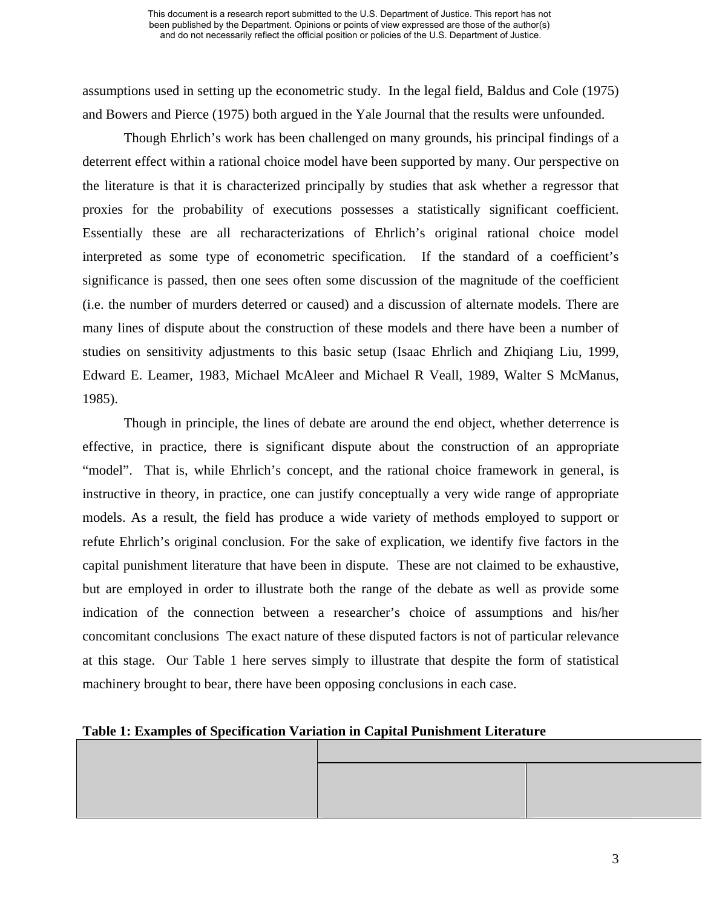assumptions used in setting up the econometric study. In the legal field, Baldus and Cole (1975) and Bowers and Pierce (1975) both argued in the Yale Journal that the results were unfounded.

Though Ehrlich's work has been challenged on many grounds, his principal findings of a deterrent effect within a rational choice model have been supported by many. Our perspective on the literature is that it is characterized principally by studies that ask whether a regressor that proxies for the probability of executions possesses a statistically significant coefficient. Essentially these are all recharacterizations of Ehrlich's original rational choice model interpreted as some type of econometric specification. If the standard of a coefficient's significance is passed, then one sees often some discussion of the magnitude of the coefficient (i.e. the number of murders deterred or caused) and a discussion of alternate models. There are many lines of dispute about the construction of these models and there have been a number of studies on sensitivity adjustments to this basic setup (Isaac Ehrlich and Zhiqiang Liu, 1999, Edward E. Leamer, 1983, Michael McAleer and Michael R Veall, 1989, Walter S McManus, 1985).

Though in principle, the lines of debate are around the end object, whether deterrence is effective, in practice, there is significant dispute about the construction of an appropriate "model". That is, while Ehrlich's concept, and the rational choice framework in general, is instructive in theory, in practice, one can justify conceptually a very wide range of appropriate models. As a result, the field has produce a wide variety of methods employed to support or refute Ehrlich's original conclusion. For the sake of explication, we identify five factors in the capital punishment literature that have been in dispute. These are not claimed to be exhaustive, but are employed in order to illustrate both the range of the debate as well as provide some indication of the connection between a researcher's choice of assumptions and his/her concomitant conclusions The exact nature of these disputed factors is not of particular relevance at this stage. Our Table 1 here serves simply to illustrate that despite the form of statistical machinery brought to bear, there have been opposing conclusions in each case.

**Table 1: Examples of Specification Variation in Capital Punishment Literature**

| | | |
|---|---|---|
| | | |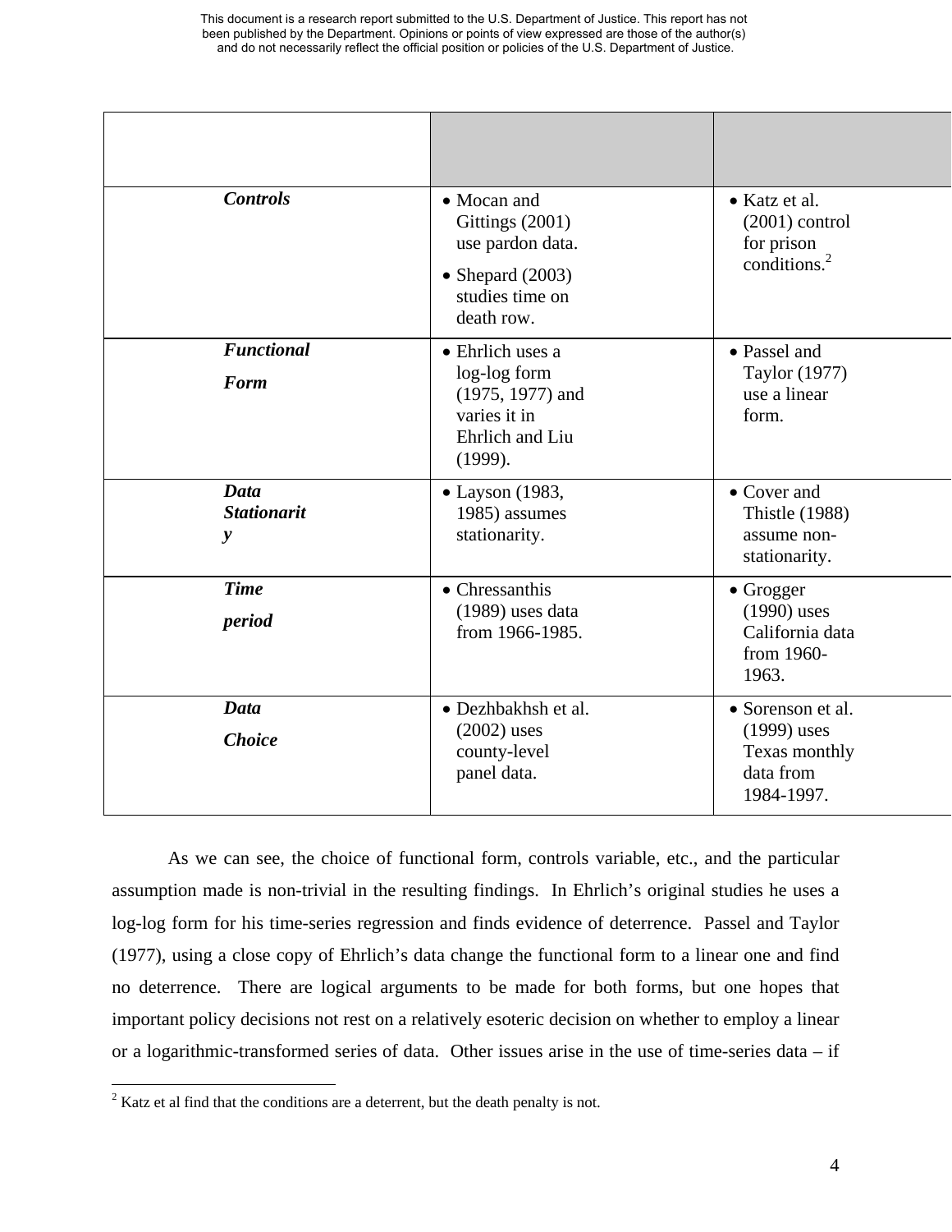| | | |
|---|---|---|
| ***Controls*** | • Mocan and Gittings (2001) use pardon data.<br>• Shepard (2003) studies time on death row. | • Katz et al. (2001) control for prison conditions.[2] |
| ***Functional Form*** | • Ehrlich uses a log-log form (1975, 1977) and varies it in Ehrlich and Liu (1999). | • Passel and Taylor (1977) use a linear form. |
| ***Data Stationarity*** | • Layson (1983, 1985) assumes stationarity. | • Cover and Thistle (1988) assume non-stationarity. |
| ***Time period*** | • Chressanthis (1989) uses data from 1966-1985. | • Grogger (1990) uses California data from 1960-1963. |
| ***Data Choice*** | • Dezhbakhsh et al. (2002) uses county-level panel data. | • Sorenson et al. (1999) uses Texas monthly data from 1984-1997. |

As we can see, the choice of functional form, controls variable, etc., and the particular assumption made is non-trivial in the resulting findings. In Ehrlich's original studies he uses a log-log form for his time-series regression and finds evidence of deterrence. Passel and Taylor (1977), using a close copy of Ehrlich's data change the functional form to a linear one and find no deterrence. There are logical arguments to be made for both forms, but one hopes that important policy decisions not rest on a relatively esoteric decision on whether to employ a linear or a logarithmic-transformed series of data. Other issues arise in the use of time-series data – if

[2] Katz et al find that the conditions are a deterrent, but the death penalty is not.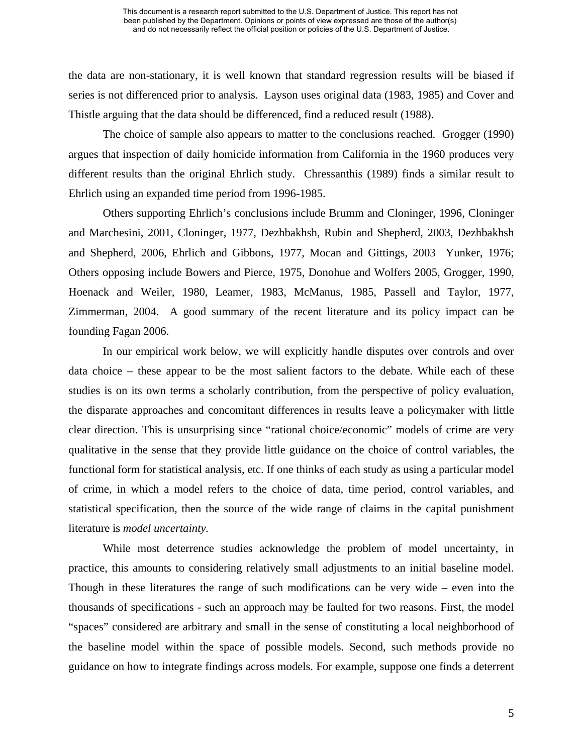the data are non-stationary, it is well known that standard regression results will be biased if series is not differenced prior to analysis. Layson uses original data (1983, 1985) and Cover and Thistle arguing that the data should be differenced, find a reduced result (1988).

The choice of sample also appears to matter to the conclusions reached. Grogger (1990) argues that inspection of daily homicide information from California in the 1960 produces very different results than the original Ehrlich study. Chressanthis (1989) finds a similar result to Ehrlich using an expanded time period from 1996-1985.

Others supporting Ehrlich's conclusions include Brumm and Cloninger, 1996, Cloninger and Marchesini, 2001, Cloninger, 1977, Dezhbakhsh, Rubin and Shepherd, 2003, Dezhbakhsh and Shepherd, 2006, Ehrlich and Gibbons, 1977, Mocan and Gittings, 2003 Yunker, 1976; Others opposing include Bowers and Pierce, 1975, Donohue and Wolfers 2005, Grogger, 1990, Hoenack and Weiler, 1980, Leamer, 1983, McManus, 1985, Passell and Taylor, 1977, Zimmerman, 2004. A good summary of the recent literature and its policy impact can be founding Fagan 2006.

In our empirical work below, we will explicitly handle disputes over controls and over data choice – these appear to be the most salient factors to the debate. While each of these studies is on its own terms a scholarly contribution, from the perspective of policy evaluation, the disparate approaches and concomitant differences in results leave a policymaker with little clear direction. This is unsurprising since "rational choice/economic" models of crime are very qualitative in the sense that they provide little guidance on the choice of control variables, the functional form for statistical analysis, etc. If one thinks of each study as using a particular model of crime, in which a model refers to the choice of data, time period, control variables, and statistical specification, then the source of the wide range of claims in the capital punishment literature is *model uncertainty.*

While most deterrence studies acknowledge the problem of model uncertainty, in practice, this amounts to considering relatively small adjustments to an initial baseline model. Though in these literatures the range of such modifications can be very wide – even into the thousands of specifications - such an approach may be faulted for two reasons. First, the model "spaces" considered are arbitrary and small in the sense of constituting a local neighborhood of the baseline model within the space of possible models. Second, such methods provide no guidance on how to integrate findings across models. For example, suppose one finds a deterrent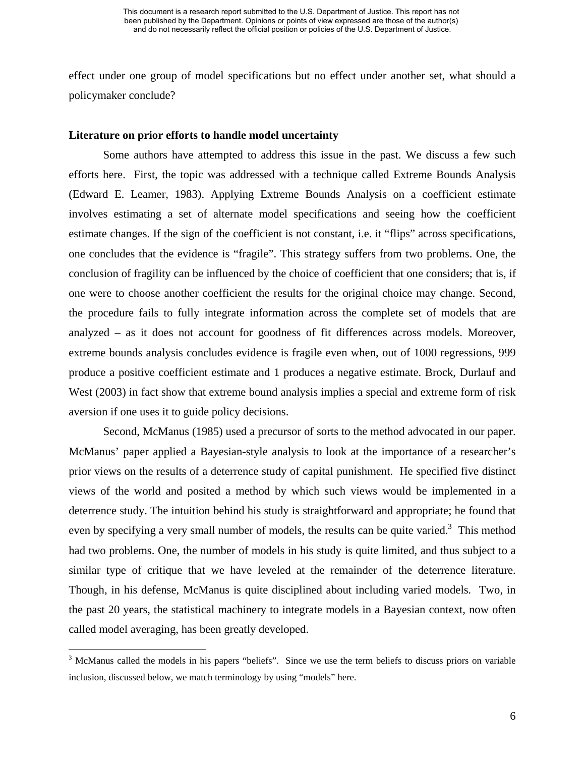effect under one group of model specifications but no effect under another set, what should a policymaker conclude?

**Literature on prior efforts to handle model uncertainty**

Some authors have attempted to address this issue in the past. We discuss a few such efforts here. First, the topic was addressed with a technique called Extreme Bounds Analysis (Edward E. Leamer, 1983). Applying Extreme Bounds Analysis on a coefficient estimate involves estimating a set of alternate model specifications and seeing how the coefficient estimate changes. If the sign of the coefficient is not constant, i.e. it "flips" across specifications, one concludes that the evidence is "fragile". This strategy suffers from two problems. One, the conclusion of fragility can be influenced by the choice of coefficient that one considers; that is, if one were to choose another coefficient the results for the original choice may change. Second, the procedure fails to fully integrate information across the complete set of models that are analyzed – as it does not account for goodness of fit differences across models. Moreover, extreme bounds analysis concludes evidence is fragile even when, out of 1000 regressions, 999 produce a positive coefficient estimate and 1 produces a negative estimate. Brock, Durlauf and West (2003) in fact show that extreme bound analysis implies a special and extreme form of risk aversion if one uses it to guide policy decisions.

Second, McManus (1985) used a precursor of sorts to the method advocated in our paper. McManus' paper applied a Bayesian-style analysis to look at the importance of a researcher's prior views on the results of a deterrence study of capital punishment. He specified five distinct views of the world and posited a method by which such views would be implemented in a deterrence study. The intuition behind his study is straightforward and appropriate; he found that even by specifying a very small number of models, the results can be quite varied.[3] This method had two problems. One, the number of models in his study is quite limited, and thus subject to a similar type of critique that we have leveled at the remainder of the deterrence literature. Though, in his defense, McManus is quite disciplined about including varied models. Two, in the past 20 years, the statistical machinery to integrate models in a Bayesian context, now often called model averaging, has been greatly developed.

[3] McManus called the models in his papers "beliefs". Since we use the term beliefs to discuss priors on variable inclusion, discussed below, we match terminology by using "models" here.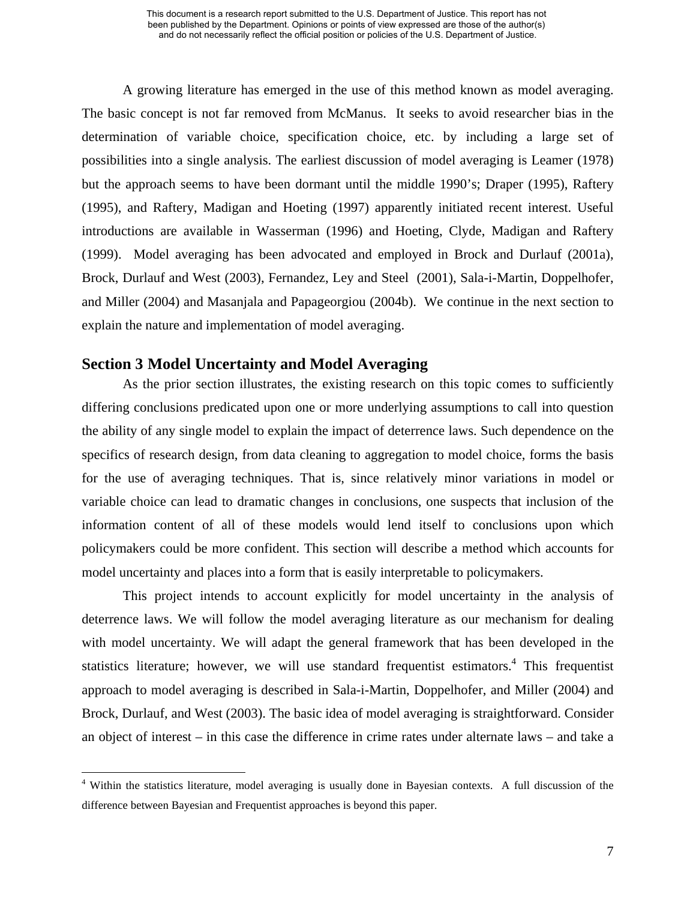A growing literature has emerged in the use of this method known as model averaging. The basic concept is not far removed from McManus. It seeks to avoid researcher bias in the determination of variable choice, specification choice, etc. by including a large set of possibilities into a single analysis. The earliest discussion of model averaging is Leamer (1978) but the approach seems to have been dormant until the middle 1990's; Draper (1995), Raftery (1995), and Raftery, Madigan and Hoeting (1997) apparently initiated recent interest. Useful introductions are available in Wasserman (1996) and Hoeting, Clyde, Madigan and Raftery (1999). Model averaging has been advocated and employed in Brock and Durlauf (2001a), Brock, Durlauf and West (2003), Fernandez, Ley and Steel (2001), Sala-i-Martin, Doppelhofer, and Miller (2004) and Masanjala and Papageorgiou (2004b). We continue in the next section to explain the nature and implementation of model averaging.

## Section 3 Model Uncertainty and Model Averaging

As the prior section illustrates, the existing research on this topic comes to sufficiently differing conclusions predicated upon one or more underlying assumptions to call into question the ability of any single model to explain the impact of deterrence laws. Such dependence on the specifics of research design, from data cleaning to aggregation to model choice, forms the basis for the use of averaging techniques. That is, since relatively minor variations in model or variable choice can lead to dramatic changes in conclusions, one suspects that inclusion of the information content of all of these models would lend itself to conclusions upon which policymakers could be more confident. This section will describe a method which accounts for model uncertainty and places into a form that is easily interpretable to policymakers.

This project intends to account explicitly for model uncertainty in the analysis of deterrence laws. We will follow the model averaging literature as our mechanism for dealing with model uncertainty. We will adapt the general framework that has been developed in the statistics literature; however, we will use standard frequentist estimators.[4] This frequentist approach to model averaging is described in Sala-i-Martin, Doppelhofer, and Miller (2004) and Brock, Durlauf, and West (2003). The basic idea of model averaging is straightforward. Consider an object of interest – in this case the difference in crime rates under alternate laws – and take a

[4] Within the statistics literature, model averaging is usually done in Bayesian contexts. A full discussion of the difference between Bayesian and Frequentist approaches is beyond this paper.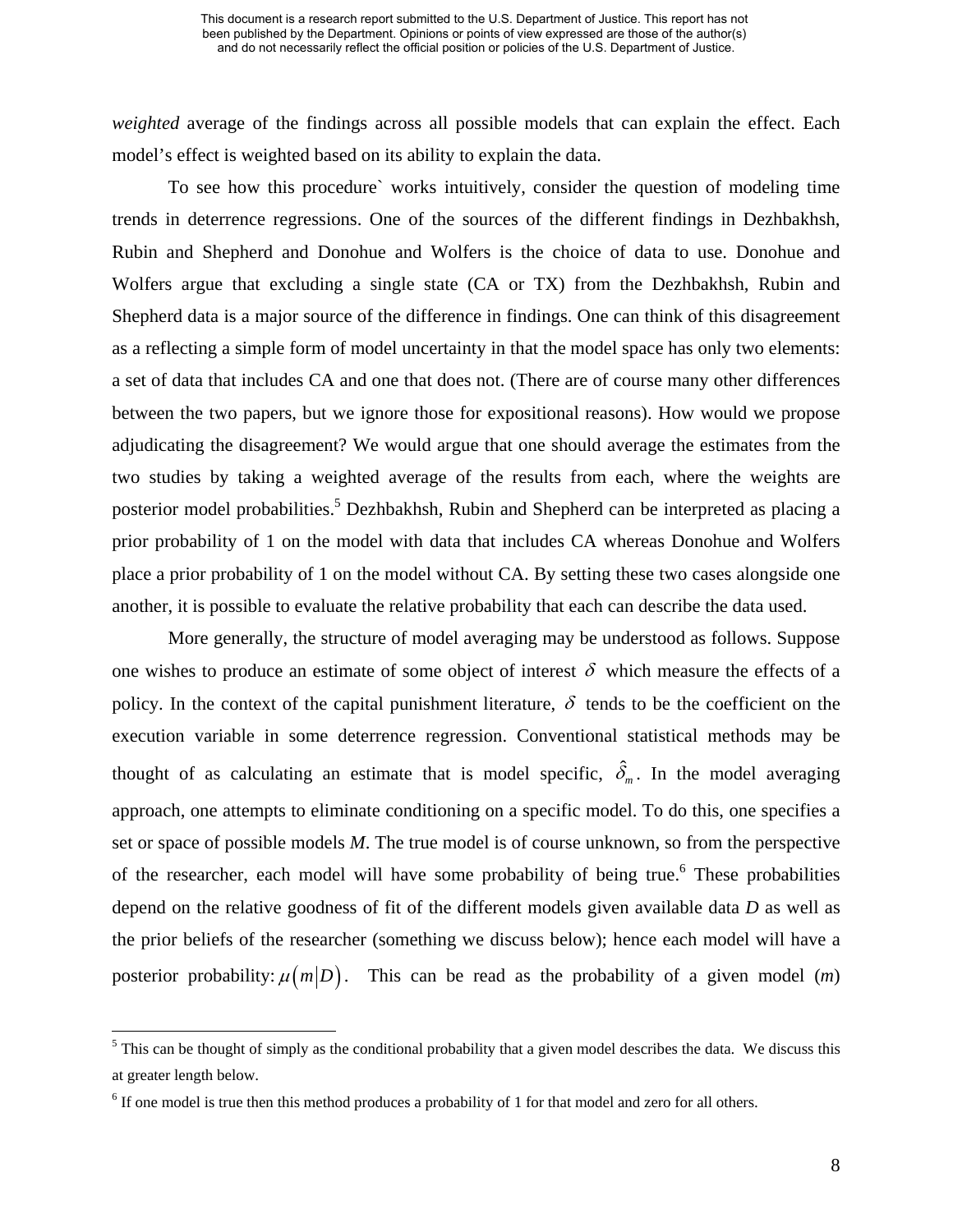*weighted* average of the findings across all possible models that can explain the effect. Each model's effect is weighted based on its ability to explain the data.

To see how this procedure` works intuitively, consider the question of modeling time trends in deterrence regressions. One of the sources of the different findings in Dezhbakhsh, Rubin and Shepherd and Donohue and Wolfers is the choice of data to use. Donohue and Wolfers argue that excluding a single state (CA or TX) from the Dezhbakhsh, Rubin and Shepherd data is a major source of the difference in findings. One can think of this disagreement as a reflecting a simple form of model uncertainty in that the model space has only two elements: a set of data that includes CA and one that does not. (There are of course many other differences between the two papers, but we ignore those for expositional reasons). How would we propose adjudicating the disagreement? We would argue that one should average the estimates from the two studies by taking a weighted average of the results from each, where the weights are posterior model probabilities.[5] Dezhbakhsh, Rubin and Shepherd can be interpreted as placing a prior probability of 1 on the model with data that includes CA whereas Donohue and Wolfers place a prior probability of 1 on the model without CA. By setting these two cases alongside one another, it is possible to evaluate the relative probability that each can describe the data used.

More generally, the structure of model averaging may be understood as follows. Suppose one wishes to produce an estimate of some object of interest $\delta$ which measure the effects of a policy. In the context of the capital punishment literature, $\delta$ tends to be the coefficient on the execution variable in some deterrence regression. Conventional statistical methods may be thought of as calculating an estimate that is model specific, $\hat{\delta}_m$. In the model averaging approach, one attempts to eliminate conditioning on a specific model. To do this, one specifies a set or space of possible models *M*. The true model is of course unknown, so from the perspective of the researcher, each model will have some probability of being true.[6] These probabilities depend on the relative goodness of fit of the different models given available data *D* as well as the prior beliefs of the researcher (something we discuss below); hence each model will have a posterior probability: $\mu(m|D)$. This can be read as the probability of a given model (*m*)

---

[5] This can be thought of simply as the conditional probability that a given model describes the data. We discuss this at greater length below.

[6] If one model is true then this method produces a probability of 1 for that model and zero for all others.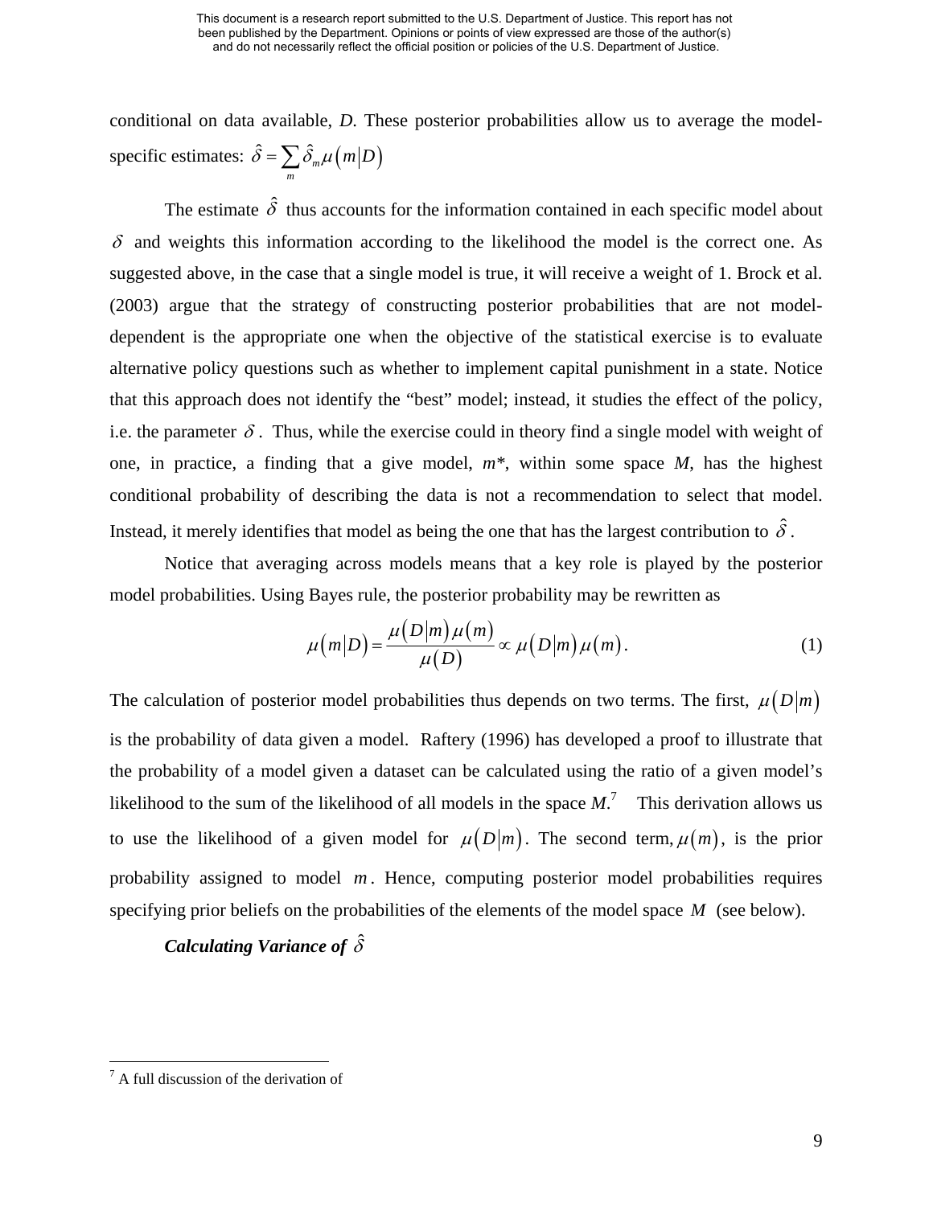conditional on data available, *D*. These posterior probabilities allow us to average the model-specific estimates: $\hat{\delta} = \sum_m \hat{\delta}_m \mu(m|D)$

The estimate $\hat{\delta}$ thus accounts for the information contained in each specific model about $\delta$ and weights this information according to the likelihood the model is the correct one. As suggested above, in the case that a single model is true, it will receive a weight of 1. Brock et al. (2003) argue that the strategy of constructing posterior probabilities that are not model-dependent is the appropriate one when the objective of the statistical exercise is to evaluate alternative policy questions such as whether to implement capital punishment in a state. Notice that this approach does not identify the "best" model; instead, it studies the effect of the policy, i.e. the parameter $\delta$. Thus, while the exercise could in theory find a single model with weight of one, in practice, a finding that a give model, *m\**, within some space *M*, has the highest conditional probability of describing the data is not a recommendation to select that model. Instead, it merely identifies that model as being the one that has the largest contribution to $\hat{\delta}$.

Notice that averaging across models means that a key role is played by the posterior model probabilities. Using Bayes rule, the posterior probability may be rewritten as

$$\mu(m|D) = \frac{\mu(D|m)\mu(m)}{\mu(D)} \propto \mu(D|m)\mu(m). \tag{1}$$

The calculation of posterior model probabilities thus depends on two terms. The first, $\mu(D|m)$ is the probability of data given a model. Raftery (1996) has developed a proof to illustrate that the probability of a model given a dataset can be calculated using the ratio of a given model's likelihood to the sum of the likelihood of all models in the space *M*.[7] This derivation allows us to use the likelihood of a given model for $\mu(D|m)$. The second term, $\mu(m)$, is the prior probability assigned to model $m$. Hence, computing posterior model probabilities requires specifying prior beliefs on the probabilities of the elements of the model space $M$ (see below).

***Calculating Variance of*** $\hat{\delta}$

[7] A full discussion of the derivation of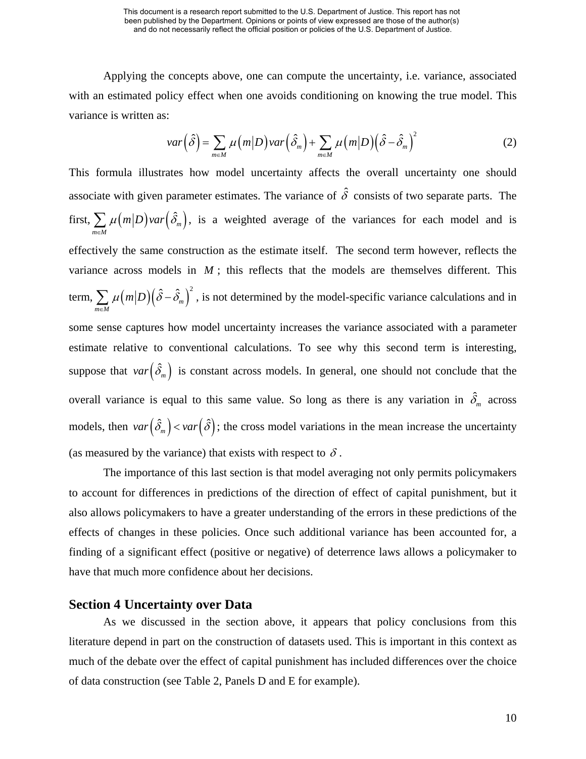Applying the concepts above, one can compute the uncertainty, i.e. variance, associated with an estimated policy effect when one avoids conditioning on knowing the true model. This variance is written as:

$$var\left(\hat{\delta}\right) = \sum_{m \in M} \mu\left(m|D\right) var\left(\hat{\delta}_m\right) + \sum_{m \in M} \mu\left(m|D\right)\left(\hat{\delta} - \hat{\delta}_m\right)^2 \tag{2}$$

This formula illustrates how model uncertainty affects the overall uncertainty one should associate with given parameter estimates. The variance of $\hat{\delta}$ consists of two separate parts. The first, $\sum_{m \in M} \mu\left(m|D\right) var\left(\hat{\delta}_m\right)$, is a weighted average of the variances for each model and is effectively the same construction as the estimate itself. The second term however, reflects the variance across models in $M$; this reflects that the models are themselves different. This term, $\sum_{m \in M} \mu\left(m|D\right)\left(\hat{\delta} - \hat{\delta}_m\right)^2$, is not determined by the model-specific variance calculations and in some sense captures how model uncertainty increases the variance associated with a parameter estimate relative to conventional calculations. To see why this second term is interesting, suppose that $var\left(\hat{\delta}_m\right)$ is constant across models. In general, one should not conclude that the overall variance is equal to this same value. So long as there is any variation in $\hat{\delta}_m$ across models, then $var\left(\hat{\delta}_m\right) < var\left(\hat{\delta}\right)$; the cross model variations in the mean increase the uncertainty (as measured by the variance) that exists with respect to $\delta$.

The importance of this last section is that model averaging not only permits policymakers to account for differences in predictions of the direction of effect of capital punishment, but it also allows policymakers to have a greater understanding of the errors in these predictions of the effects of changes in these policies. Once such additional variance has been accounted for, a finding of a significant effect (positive or negative) of deterrence laws allows a policymaker to have that much more confidence about her decisions.

## Section 4 Uncertainty over Data

As we discussed in the section above, it appears that policy conclusions from this literature depend in part on the construction of datasets used. This is important in this context as much of the debate over the effect of capital punishment has included differences over the choice of data construction (see Table 2, Panels D and E for example).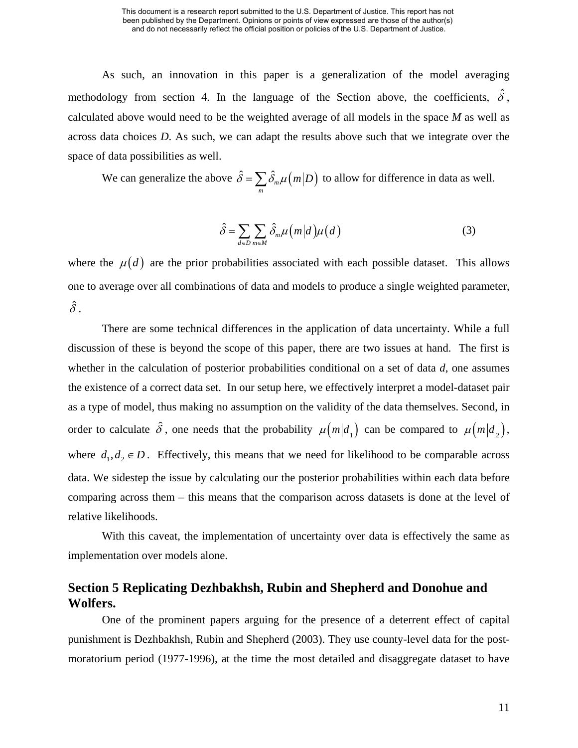As such, an innovation in this paper is a generalization of the model averaging methodology from section 4. In the language of the Section above, the coefficients, $\hat{\delta}$, calculated above would need to be the weighted average of all models in the space *M* as well as across data choices *D*. As such, we can adapt the results above such that we integrate over the space of data possibilities as well.

We can generalize the above $\hat{\delta} = \sum_m \hat{\delta}_m \mu(m|D)$ to allow for difference in data as well.

$$\hat{\delta} = \sum_{d \in D} \sum_{m \in M} \hat{\delta}_m \mu(m|d) \mu(d) \tag{3}$$

where the $\mu(d)$ are the prior probabilities associated with each possible dataset. This allows one to average over all combinations of data and models to produce a single weighted parameter, $\hat{\delta}$.

There are some technical differences in the application of data uncertainty. While a full discussion of these is beyond the scope of this paper, there are two issues at hand. The first is whether in the calculation of posterior probabilities conditional on a set of data *d*, one assumes the existence of a correct data set. In our setup here, we effectively interpret a model-dataset pair as a type of model, thus making no assumption on the validity of the data themselves. Second, in order to calculate $\hat{\delta}$, one needs that the probability $\mu(m|d_1)$ can be compared to $\mu(m|d_2)$, where $d_1, d_2 \in D$. Effectively, this means that we need for likelihood to be comparable across data. We sidestep the issue by calculating our the posterior probabilities within each data before comparing across them – this means that the comparison across datasets is done at the level of relative likelihoods.

With this caveat, the implementation of uncertainty over data is effectively the same as implementation over models alone.

## Section 5 Replicating Dezhbakhsh, Rubin and Shepherd and Donohue and Wolfers.

One of the prominent papers arguing for the presence of a deterrent effect of capital punishment is Dezhbakhsh, Rubin and Shepherd (2003). They use county-level data for the post-moratorium period (1977-1996), at the time the most detailed and disaggregate dataset to have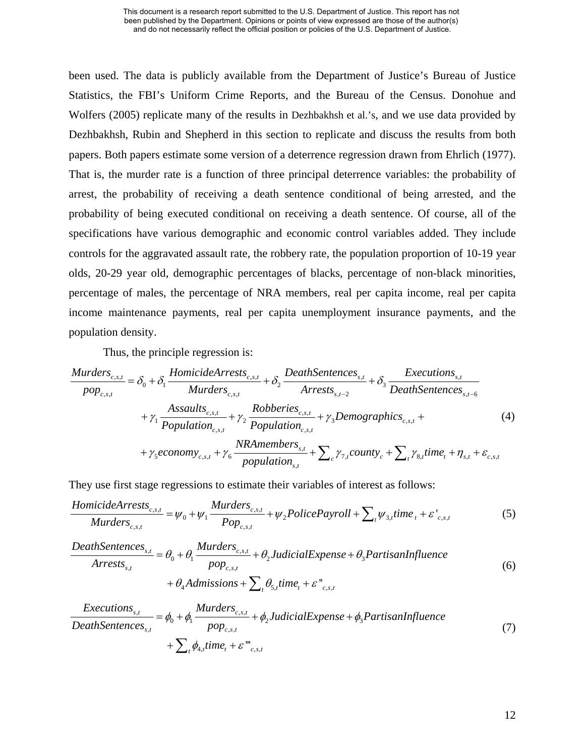been used. The data is publicly available from the Department of Justice's Bureau of Justice Statistics, the FBI's Uniform Crime Reports, and the Bureau of the Census. Donohue and Wolfers (2005) replicate many of the results in Dezhbakhsh et al.'s, and we use data provided by Dezhbakhsh, Rubin and Shepherd in this section to replicate and discuss the results from both papers. Both papers estimate some version of a deterrence regression drawn from Ehrlich (1977). That is, the murder rate is a function of three principal deterrence variables: the probability of arrest, the probability of receiving a death sentence conditional of being arrested, and the probability of being executed conditional on receiving a death sentence. Of course, all of the specifications have various demographic and economic control variables added. They include controls for the aggravated assault rate, the robbery rate, the population proportion of 10-19 year olds, 20-29 year old, demographic percentages of blacks, percentage of non-black minorities, percentage of males, the percentage of NRA members, real per capita income, real per capita income maintenance payments, real per capita unemployment insurance payments, and the population density.

Thus, the principle regression is:

$$
\begin{aligned}
\frac{Murders_{c,s,t}}{pop_{c,s,t}} = \delta_0 + \delta_1 \frac{HomicideArrests_{c,s,t}}{Murders_{c,s,t}} + \delta_2 \frac{DeathSentences_{s,t}}{Arrests_{s,t-2}} + \delta_3 \frac{Executions_{s,t}}{DeathSentences_{s,t-6}} \\
+ \gamma_1 \frac{Assaults_{c,s,t}}{Population_{c,s,t}} + \gamma_2 \frac{Robberies_{c,s,t}}{Population_{c,s,t}} + \gamma_3 Demographics_{c,s,t} + \\
+ \gamma_5 economy_{c,s,t} + \gamma_6 \frac{NRAmembers_{s,t}}{population_{s,t}} + \sum\nolimits_c \gamma_{7,t} county_c + \sum\nolimits_t \gamma_{8,t} time_t + \eta_{s,t} + \varepsilon_{c,s,t}
\end{aligned} \tag{4}
$$

They use first stage regressions to estimate their variables of interest as follows:

$$
\frac{HomicideArrests_{c,s,t}}{Murders_{c,s,t}} = \psi_0 + \psi_1 \frac{Murders_{c,s,t}}{Pop_{c,s,t}} + \psi_2 PolicePayroll + \sum\nolimits_t \psi_{3,t} time_t + \varepsilon'_{c,s,t} \tag{5}
$$

$$
\begin{aligned}
\frac{DeathSentences_{s,t}}{Arrests_{s,t}} = \theta_0 + \theta_1 \frac{Murders_{c,s,t}}{pop_{c,s,t}} + \theta_2 JudicialExpense + \theta_3 PartisanInfluence \\
+ \theta_4 Admissions + \sum\nolimits_t \theta_{5,t} time_t + \varepsilon''_{c,s,t}
\end{aligned} \tag{6}
$$

$$
\begin{aligned}
\frac{Executions_{s,t}}{DeathSentences_{s,t}} = \phi_0 + \phi_1 \frac{Murders_{c,s,t}}{pop_{c,s,t}} + \phi_2 JudicialExpense + \phi_3 PartisanInfluence \\
+ \sum\nolimits_t \phi_{4,t} time_t + \varepsilon'''_{c,s,t}
\end{aligned} \tag{7}
$$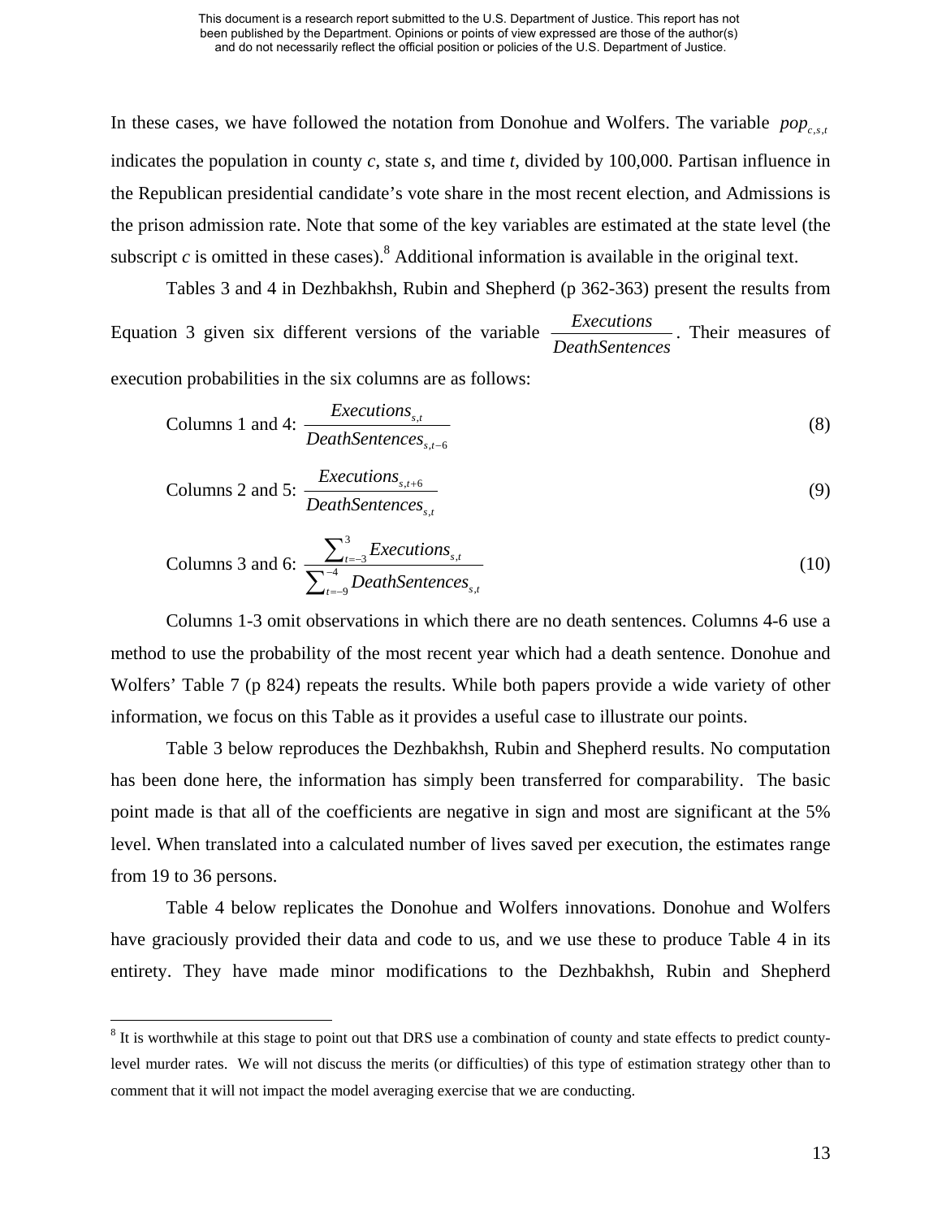In these cases, we have followed the notation from Donohue and Wolfers. The variable $pop_{c,s,t}$ indicates the population in county *c*, state *s*, and time *t*, divided by 100,000. Partisan influence in the Republican presidential candidate's vote share in the most recent election, and Admissions is the prison admission rate. Note that some of the key variables are estimated at the state level (the subscript *c* is omitted in these cases).[8] Additional information is available in the original text.

Tables 3 and 4 in Dezhbakhsh, Rubin and Shepherd (p 362-363) present the results from Equation 3 given six different versions of the variable $\frac{Executions}{DeathSentences}$. Their measures of execution probabilities in the six columns are as follows:

$$\text{Columns 1 and 4: } \frac{Executions_{s,t}}{DeathSentences_{s,t-6}} \tag{8}$$

$$\text{Columns 2 and 5: } \frac{Executions_{s,t+6}}{DeathSentences_{s,t}} \tag{9}$$

$$\text{Columns 3 and 6: } \frac{\sum_{t=-3}^{3} Executions_{s,t}}{\sum_{t=-9}^{-4} DeathSentences_{s,t}} \tag{10}$$

Columns 1-3 omit observations in which there are no death sentences. Columns 4-6 use a method to use the probability of the most recent year which had a death sentence. Donohue and Wolfers' Table 7 (p 824) repeats the results. While both papers provide a wide variety of other information, we focus on this Table as it provides a useful case to illustrate our points.

Table 3 below reproduces the Dezhbakhsh, Rubin and Shepherd results. No computation has been done here, the information has simply been transferred for comparability. The basic point made is that all of the coefficients are negative in sign and most are significant at the 5% level. When translated into a calculated number of lives saved per execution, the estimates range from 19 to 36 persons.

Table 4 below replicates the Donohue and Wolfers innovations. Donohue and Wolfers have graciously provided their data and code to us, and we use these to produce Table 4 in its entirety. They have made minor modifications to the Dezhbakhsh, Rubin and Shepherd

---

[8] It is worthwhile at this stage to point out that DRS use a combination of county and state effects to predict county-level murder rates. We will not discuss the merits (or difficulties) of this type of estimation strategy other than to comment that it will not impact the model averaging exercise that we are conducting.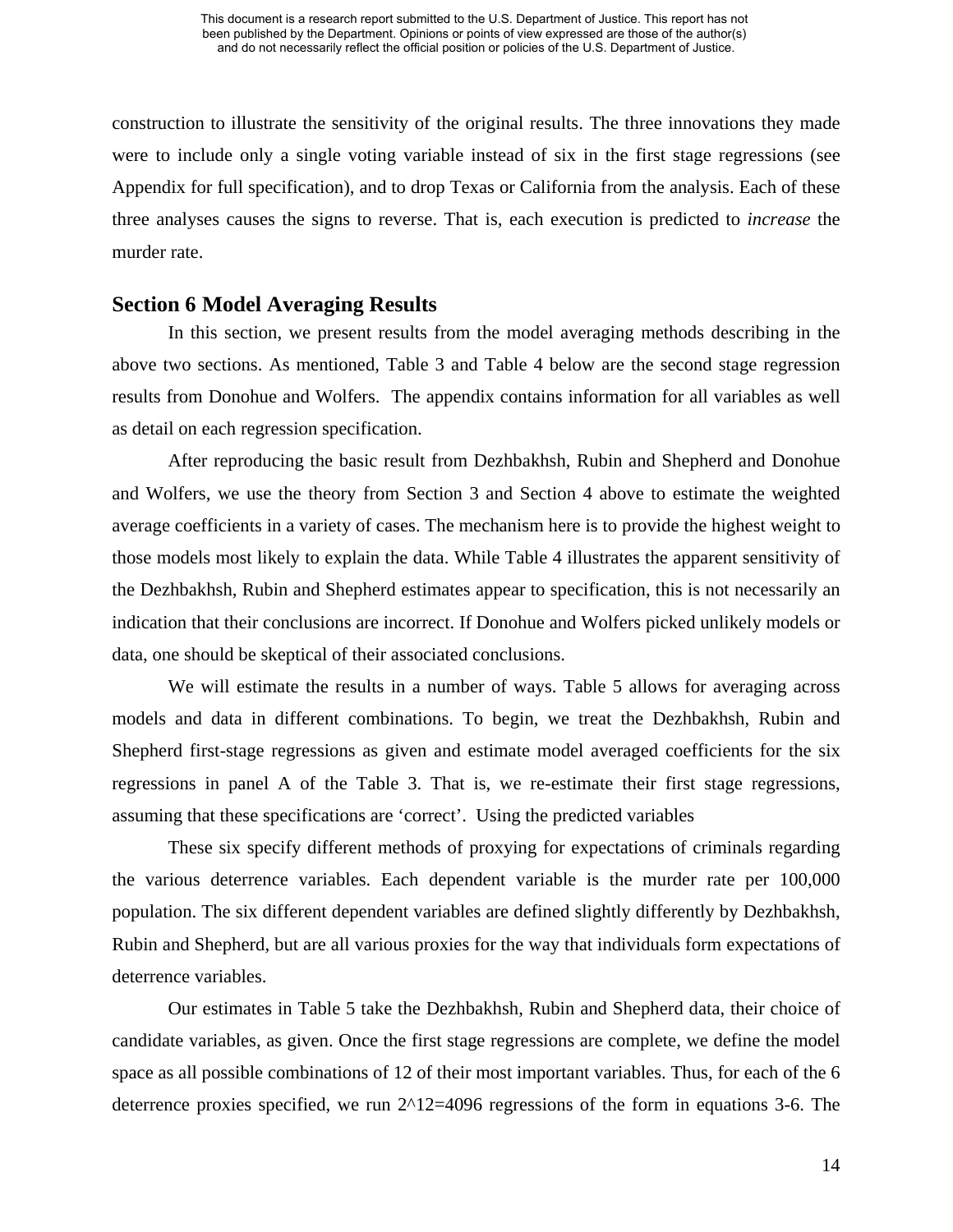construction to illustrate the sensitivity of the original results. The three innovations they made were to include only a single voting variable instead of six in the first stage regressions (see Appendix for full specification), and to drop Texas or California from the analysis. Each of these three analyses causes the signs to reverse. That is, each execution is predicted to *increase* the murder rate.

## Section 6 Model Averaging Results

In this section, we present results from the model averaging methods describing in the above two sections. As mentioned, Table 3 and Table 4 below are the second stage regression results from Donohue and Wolfers. The appendix contains information for all variables as well as detail on each regression specification.

After reproducing the basic result from Dezhbakhsh, Rubin and Shepherd and Donohue and Wolfers, we use the theory from Section 3 and Section 4 above to estimate the weighted average coefficients in a variety of cases. The mechanism here is to provide the highest weight to those models most likely to explain the data. While Table 4 illustrates the apparent sensitivity of the Dezhbakhsh, Rubin and Shepherd estimates appear to specification, this is not necessarily an indication that their conclusions are incorrect. If Donohue and Wolfers picked unlikely models or data, one should be skeptical of their associated conclusions.

We will estimate the results in a number of ways. Table 5 allows for averaging across models and data in different combinations. To begin, we treat the Dezhbakhsh, Rubin and Shepherd first-stage regressions as given and estimate model averaged coefficients for the six regressions in panel A of the Table 3. That is, we re-estimate their first stage regressions, assuming that these specifications are 'correct'. Using the predicted variables

These six specify different methods of proxying for expectations of criminals regarding the various deterrence variables. Each dependent variable is the murder rate per 100,000 population. The six different dependent variables are defined slightly differently by Dezhbakhsh, Rubin and Shepherd, but are all various proxies for the way that individuals form expectations of deterrence variables.

Our estimates in Table 5 take the Dezhbakhsh, Rubin and Shepherd data, their choice of candidate variables, as given. Once the first stage regressions are complete, we define the model space as all possible combinations of 12 of their most important variables. Thus, for each of the 6 deterrence proxies specified, we run $2^{12}=4096$ regressions of the form in equations 3-6. The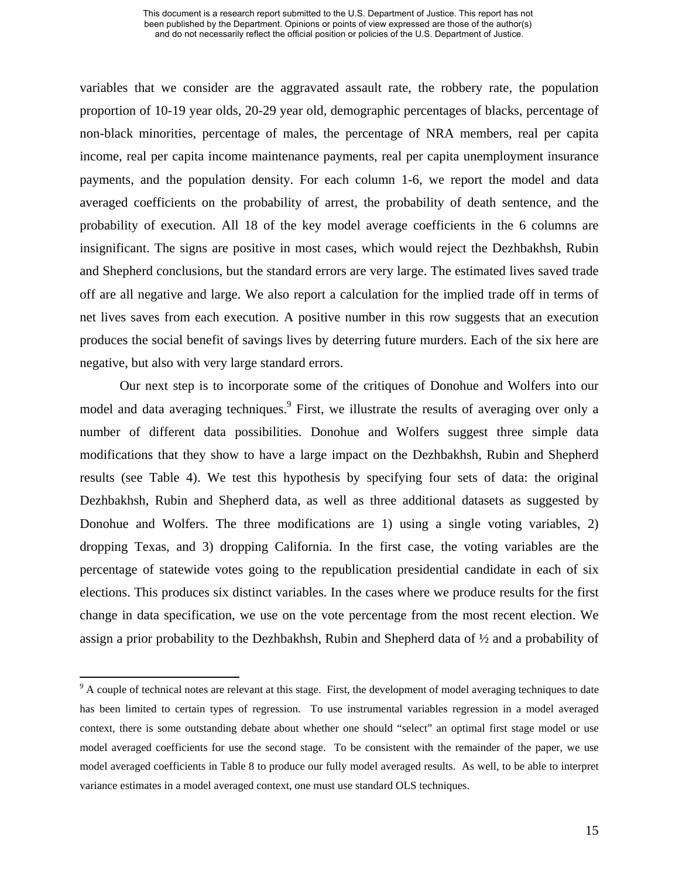variables that we consider are the aggravated assault rate, the robbery rate, the population proportion of 10-19 year olds, 20-29 year old, demographic percentages of blacks, percentage of non-black minorities, percentage of males, the percentage of NRA members, real per capita income, real per capita income maintenance payments, real per capita unemployment insurance payments, and the population density. For each column 1-6, we report the model and data averaged coefficients on the probability of arrest, the probability of death sentence, and the probability of execution. All 18 of the key model average coefficients in the 6 columns are insignificant. The signs are positive in most cases, which would reject the Dezhbakhsh, Rubin and Shepherd conclusions, but the standard errors are very large. The estimated lives saved trade off are all negative and large. We also report a calculation for the implied trade off in terms of net lives saves from each execution. A positive number in this row suggests that an execution produces the social benefit of savings lives by deterring future murders. Each of the six here are negative, but also with very large standard errors.

Our next step is to incorporate some of the critiques of Donohue and Wolfers into our model and data averaging techniques.[9] First, we illustrate the results of averaging over only a number of different data possibilities. Donohue and Wolfers suggest three simple data modifications that they show to have a large impact on the Dezhbakhsh, Rubin and Shepherd results (see Table 4). We test this hypothesis by specifying four sets of data: the original Dezhbakhsh, Rubin and Shepherd data, as well as three additional datasets as suggested by Donohue and Wolfers. The three modifications are 1) using a single voting variables, 2) dropping Texas, and 3) dropping California. In the first case, the voting variables are the percentage of statewide votes going to the republication presidential candidate in each of six elections. This produces six distinct variables. In the cases where we produce results for the first change in data specification, we use on the vote percentage from the most recent election. We assign a prior probability to the Dezhbakhsh, Rubin and Shepherd data of ½ and a probability of

[9] A couple of technical notes are relevant at this stage. First, the development of model averaging techniques to date has been limited to certain types of regression. To use instrumental variables regression in a model averaged context, there is some outstanding debate about whether one should "select" an optimal first stage model or use model averaged coefficients for use the second stage. To be consistent with the remainder of the paper, we use model averaged coefficients in Table 8 to produce our fully model averaged results. As well, to be able to interpret variance estimates in a model averaged context, one must use standard OLS techniques.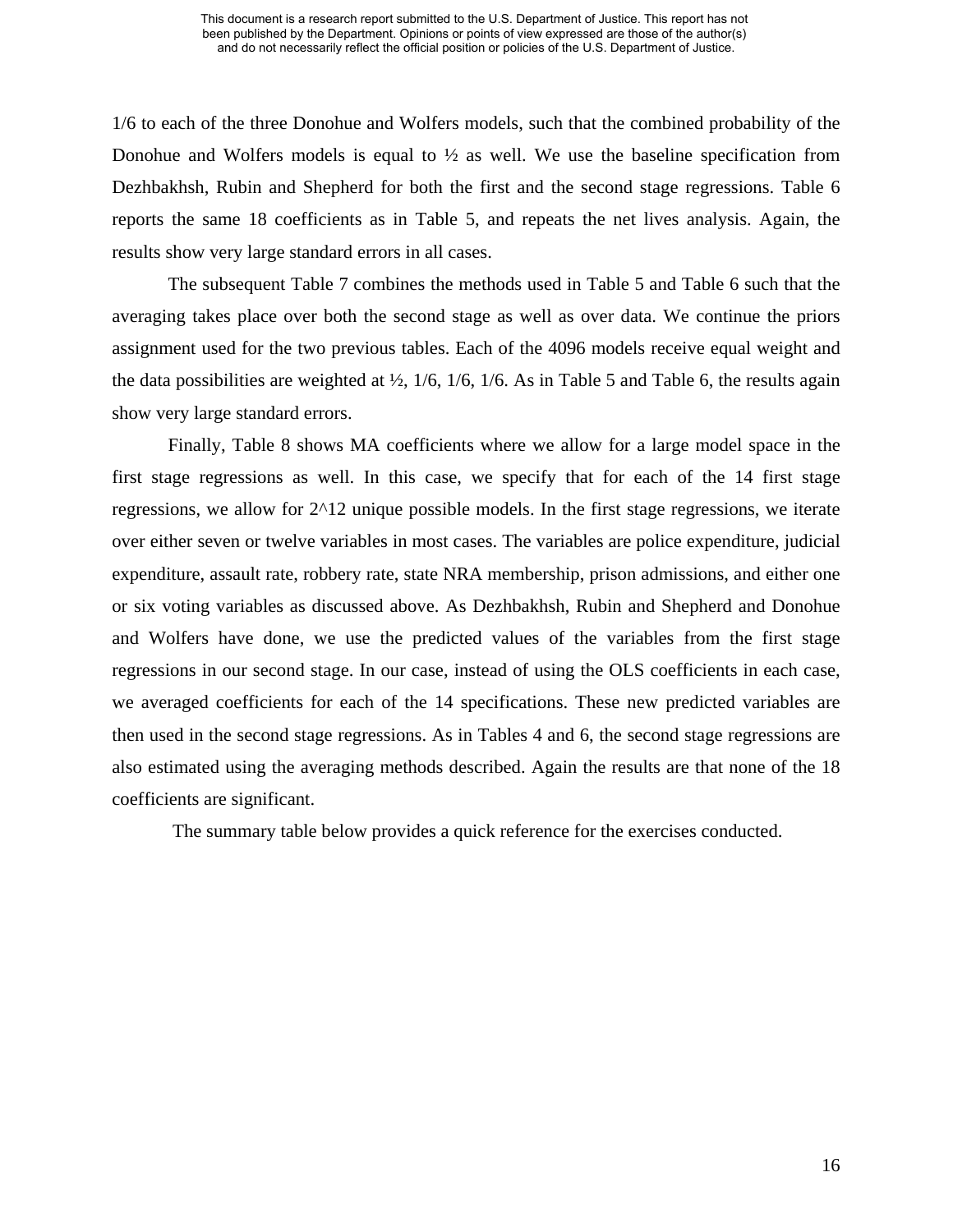1/6 to each of the three Donohue and Wolfers models, such that the combined probability of the Donohue and Wolfers models is equal to ½ as well. We use the baseline specification from Dezhbakhsh, Rubin and Shepherd for both the first and the second stage regressions. Table 6 reports the same 18 coefficients as in Table 5, and repeats the net lives analysis. Again, the results show very large standard errors in all cases.

The subsequent Table 7 combines the methods used in Table 5 and Table 6 such that the averaging takes place over both the second stage as well as over data. We continue the priors assignment used for the two previous tables. Each of the 4096 models receive equal weight and the data possibilities are weighted at ½, 1/6, 1/6, 1/6. As in Table 5 and Table 6, the results again show very large standard errors.

Finally, Table 8 shows MA coefficients where we allow for a large model space in the first stage regressions as well. In this case, we specify that for each of the 14 first stage regressions, we allow for 2^12 unique possible models. In the first stage regressions, we iterate over either seven or twelve variables in most cases. The variables are police expenditure, judicial expenditure, assault rate, robbery rate, state NRA membership, prison admissions, and either one or six voting variables as discussed above. As Dezhbakhsh, Rubin and Shepherd and Donohue and Wolfers have done, we use the predicted values of the variables from the first stage regressions in our second stage. In our case, instead of using the OLS coefficients in each case, we averaged coefficients for each of the 14 specifications. These new predicted variables are then used in the second stage regressions. As in Tables 4 and 6, the second stage regressions are also estimated using the averaging methods described. Again the results are that none of the 18 coefficients are significant.

The summary table below provides a quick reference for the exercises conducted.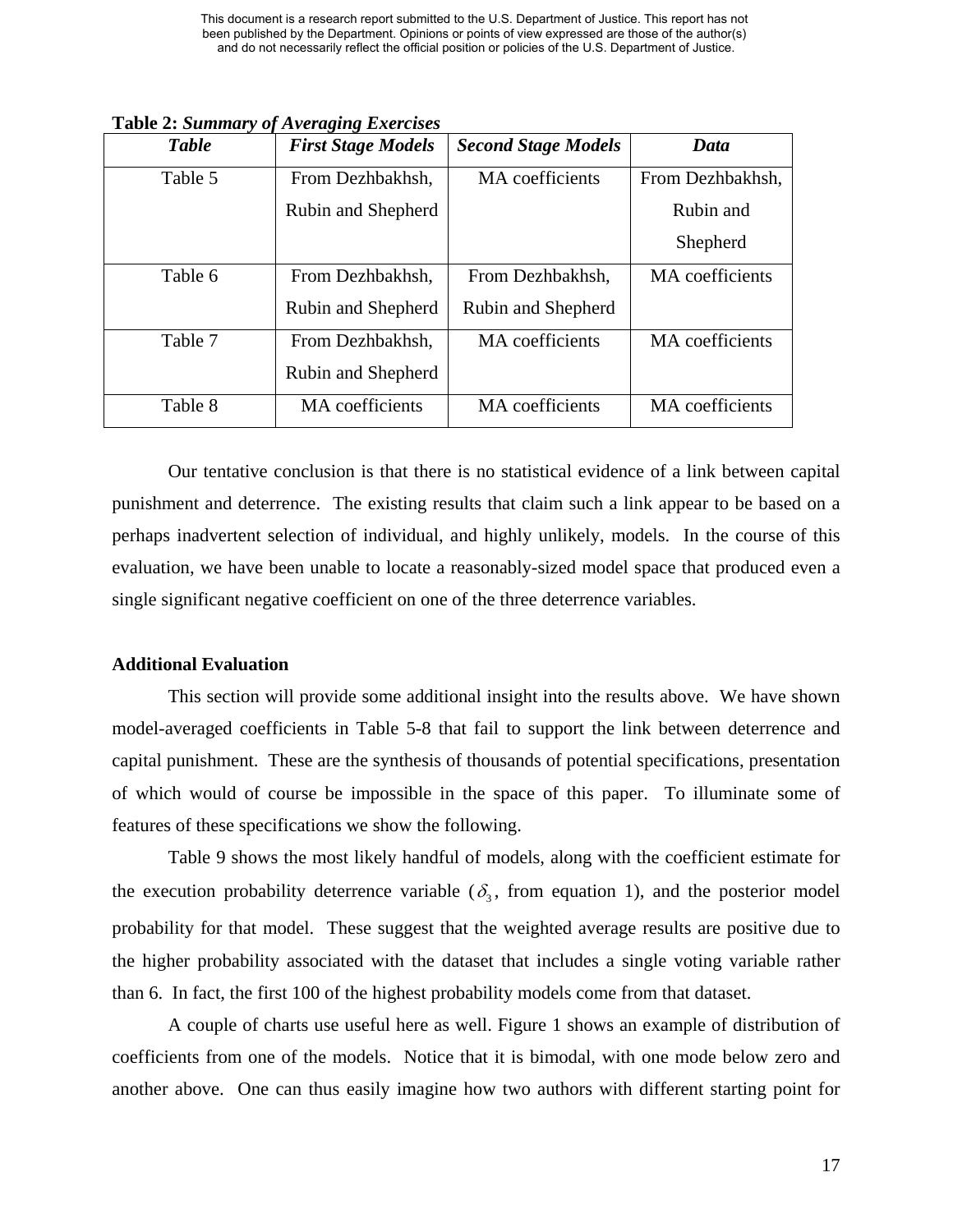**Table 2:** ***Summary of Averaging Exercises***

| *Table* | *First Stage Models* | *Second Stage Models* | *Data* |
|---|---|---|---|
| Table 5 | From Dezhbakhsh, Rubin and Shepherd | MA coefficients | From Dezhbakhsh, Rubin and Shepherd |
| Table 6 | From Dezhbakhsh, Rubin and Shepherd | From Dezhbakhsh, Rubin and Shepherd | MA coefficients |
| Table 7 | From Dezhbakhsh, Rubin and Shepherd | MA coefficients | MA coefficients |
| Table 8 | MA coefficients | MA coefficients | MA coefficients |

Our tentative conclusion is that there is no statistical evidence of a link between capital punishment and deterrence. The existing results that claim such a link appear to be based on a perhaps inadvertent selection of individual, and highly unlikely, models. In the course of this evaluation, we have been unable to locate a reasonably-sized model space that produced even a single significant negative coefficient on one of the three deterrence variables.

**Additional Evaluation**

This section will provide some additional insight into the results above. We have shown model-averaged coefficients in Table 5-8 that fail to support the link between deterrence and capital punishment. These are the synthesis of thousands of potential specifications, presentation of which would of course be impossible in the space of this paper. To illuminate some of features of these specifications we show the following.

Table 9 shows the most likely handful of models, along with the coefficient estimate for the execution probability deterrence variable ($\delta_3$, from equation 1), and the posterior model probability for that model. These suggest that the weighted average results are positive due to the higher probability associated with the dataset that includes a single voting variable rather than 6. In fact, the first 100 of the highest probability models come from that dataset.

A couple of charts use useful here as well. Figure 1 shows an example of distribution of coefficients from one of the models. Notice that it is bimodal, with one mode below zero and another above. One can thus easily imagine how two authors with different starting point for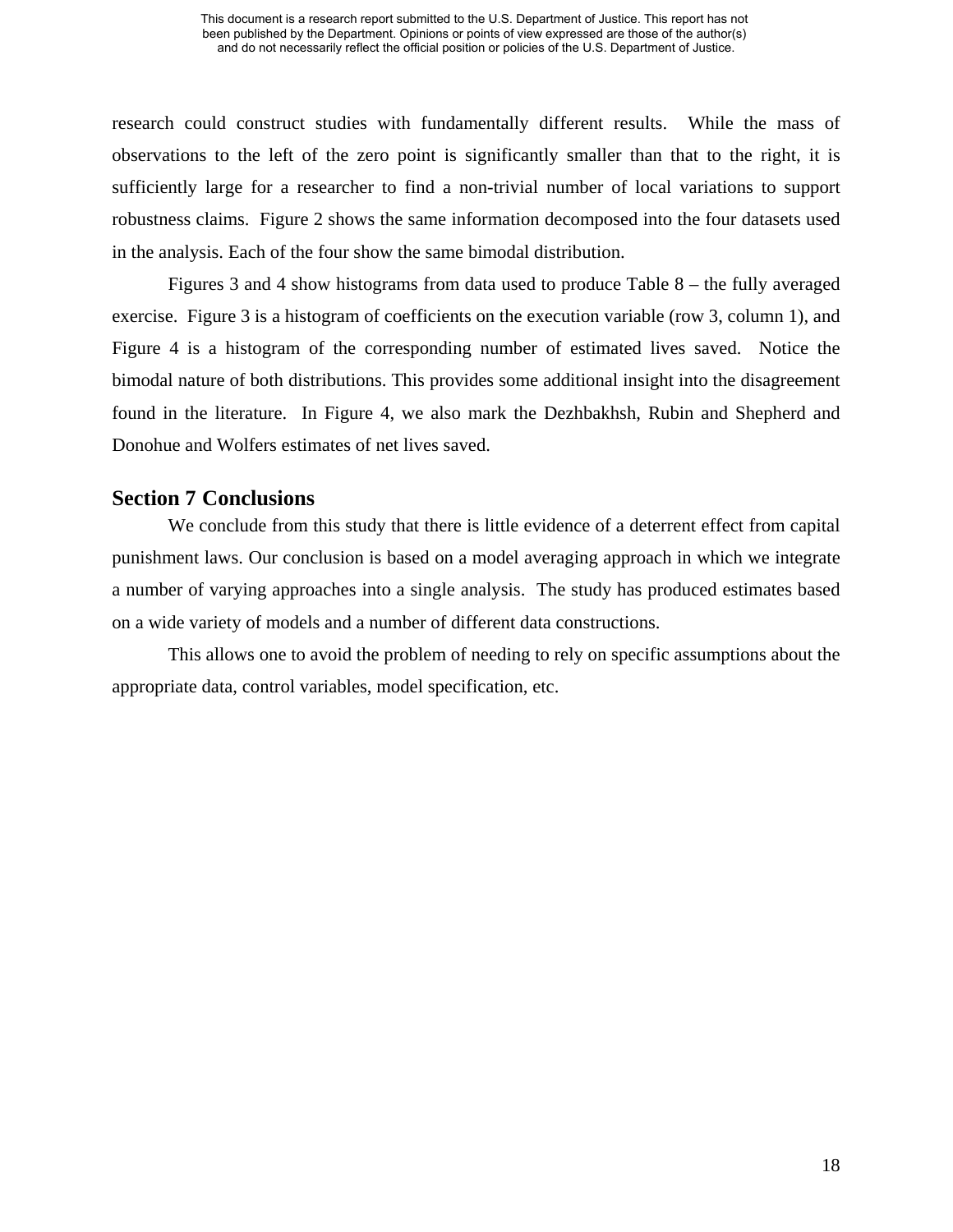research could construct studies with fundamentally different results. While the mass of observations to the left of the zero point is significantly smaller than that to the right, it is sufficiently large for a researcher to find a non-trivial number of local variations to support robustness claims. Figure 2 shows the same information decomposed into the four datasets used in the analysis. Each of the four show the same bimodal distribution.

Figures 3 and 4 show histograms from data used to produce Table 8 – the fully averaged exercise. Figure 3 is a histogram of coefficients on the execution variable (row 3, column 1), and Figure 4 is a histogram of the corresponding number of estimated lives saved. Notice the bimodal nature of both distributions. This provides some additional insight into the disagreement found in the literature. In Figure 4, we also mark the Dezhbakhsh, Rubin and Shepherd and Donohue and Wolfers estimates of net lives saved.

## Section 7 Conclusions

We conclude from this study that there is little evidence of a deterrent effect from capital punishment laws. Our conclusion is based on a model averaging approach in which we integrate a number of varying approaches into a single analysis. The study has produced estimates based on a wide variety of models and a number of different data constructions.

This allows one to avoid the problem of needing to rely on specific assumptions about the appropriate data, control variables, model specification, etc.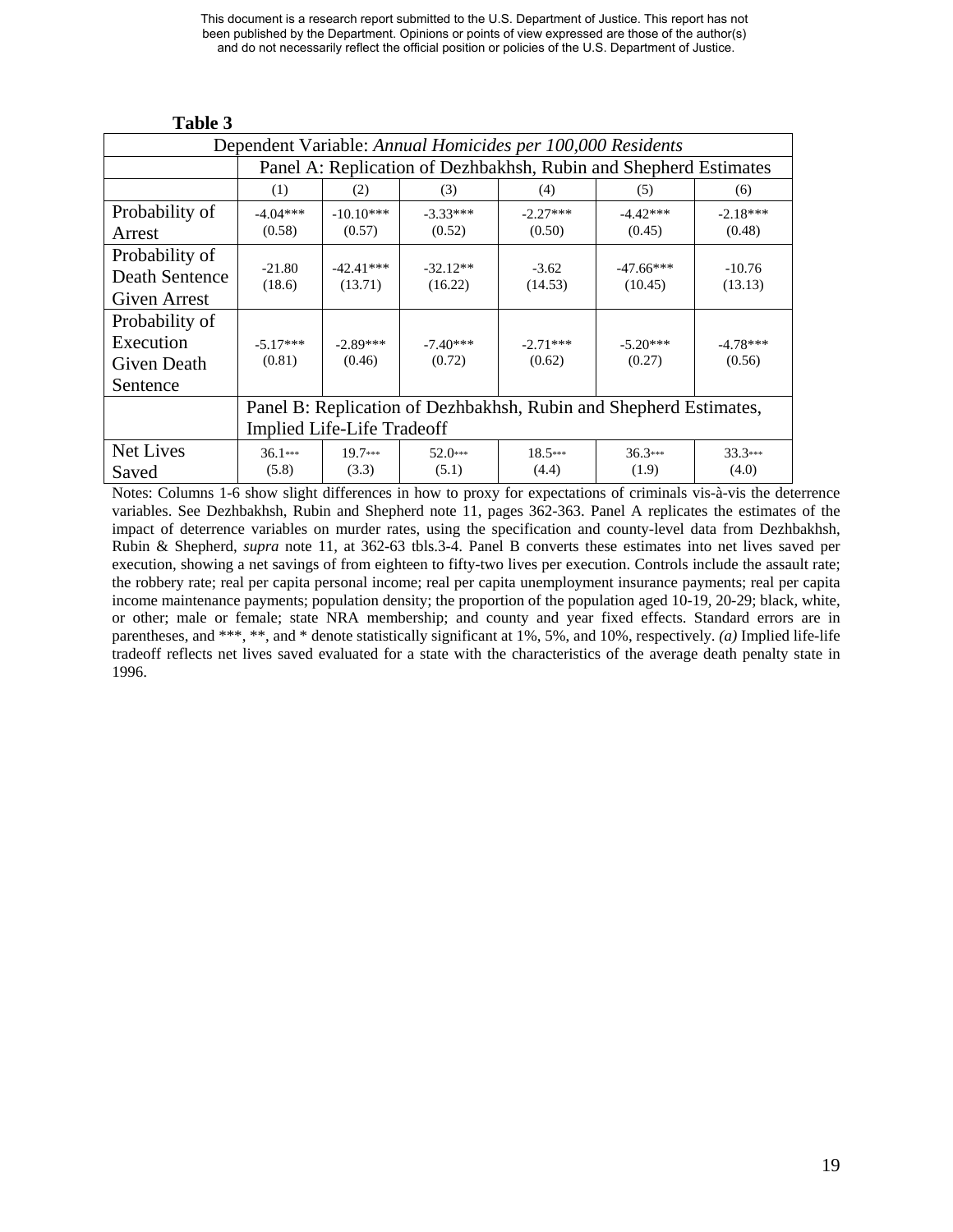**Table 3**

| Dependent Variable: *Annual Homicides per 100,000 Residents* | | | | | | |
|---|---|---|---|---|---|---|
| | Panel A: Replication of Dezhbakhsh, Rubin and Shepherd Estimates | | | | | |
| | (1) | (2) | (3) | (4) | (5) | (6) |
| Probability of Arrest | -4.04*** (0.58) | -10.10*** (0.57) | -3.33*** (0.52) | -2.27*** (0.50) | -4.42*** (0.45) | -2.18*** (0.48) |
| Probability of Death Sentence Given Arrest | -21.80 (18.6) | -42.41*** (13.71) | -32.12** (16.22) | -3.62 (14.53) | -47.66*** (10.45) | -10.76 (13.13) |
| Probability of Execution Given Death Sentence | -5.17*** (0.81) | -2.89*** (0.46) | -7.40*** (0.72) | -2.71*** (0.62) | -5.20*** (0.27) | -4.78*** (0.56) |
| | Panel B: Replication of Dezhbakhsh, Rubin and Shepherd Estimates, Implied Life-Life Tradeoff | | | | | |
| Net Lives Saved | 36.1*** (5.8) | 19.7*** (3.3) | 52.0*** (5.1) | 18.5*** (4.4) | 36.3*** (1.9) | 33.3*** (4.0) |

Notes: Columns 1-6 show slight differences in how to proxy for expectations of criminals vis-à-vis the deterrence variables. See Dezhbakhsh, Rubin and Shepherd note 11, pages 362-363. Panel A replicates the estimates of the impact of deterrence variables on murder rates, using the specification and county-level data from Dezhbakhsh, Rubin & Shepherd, *supra* note 11, at 362-63 tbls.3-4. Panel B converts these estimates into net lives saved per execution, showing a net savings of from eighteen to fifty-two lives per execution. Controls include the assault rate; the robbery rate; real per capita personal income; real per capita unemployment insurance payments; real per capita income maintenance payments; population density; the proportion of the population aged 10-19, 20-29; black, white, or other; male or female; state NRA membership; and county and year fixed effects. Standard errors are in parentheses, and ***, **, and * denote statistically significant at 1%, 5%, and 10%, respectively. *(a)* Implied life-life tradeoff reflects net lives saved evaluated for a state with the characteristics of the average death penalty state in 1996.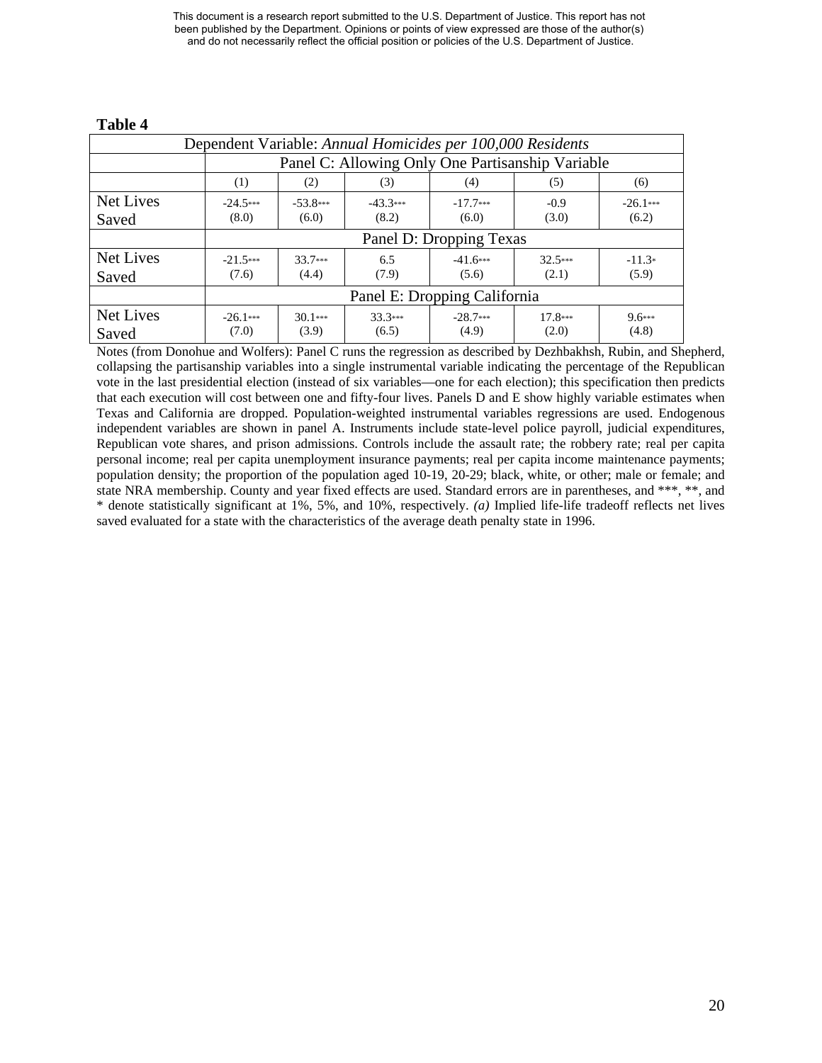**Table 4**

| Dependent Variable: *Annual Homicides per 100,000 Residents* | | | | | | |
|---|---|---|---|---|---|---|
| | Panel C: Allowing Only One Partisanship Variable | | | | | |
| | (1) | (2) | (3) | (4) | (5) | (6) |
| Net Lives Saved | -24.5*** (8.0) | -53.8*** (6.0) | -43.3*** (8.2) | -17.7*** (6.0) | -0.9 (3.0) | -26.1*** (6.2) |
| | Panel D: Dropping Texas | | | | | |
| Net Lives Saved | -21.5*** (7.6) | 33.7*** (4.4) | 6.5 (7.9) | -41.6*** (5.6) | 32.5*** (2.1) | -11.3* (5.9) |
| | Panel E: Dropping California | | | | | |
| Net Lives Saved | -26.1*** (7.0) | 30.1*** (3.9) | 33.3*** (6.5) | -28.7*** (4.9) | 17.8*** (2.0) | 9.6*** (4.8) |

Notes (from Donohue and Wolfers): Panel C runs the regression as described by Dezhbakhsh, Rubin, and Shepherd, collapsing the partisanship variables into a single instrumental variable indicating the percentage of the Republican vote in the last presidential election (instead of six variables—one for each election); this specification then predicts that each execution will cost between one and fifty-four lives. Panels D and E show highly variable estimates when Texas and California are dropped. Population-weighted instrumental variables regressions are used. Endogenous independent variables are shown in panel A. Instruments include state-level police payroll, judicial expenditures, Republican vote shares, and prison admissions. Controls include the assault rate; the robbery rate; real per capita personal income; real per capita unemployment insurance payments; real per capita income maintenance payments; population density; the proportion of the population aged 10-19, 20-29; black, white, or other; male or female; and state NRA membership. County and year fixed effects are used. Standard errors are in parentheses, and ***, **, and * denote statistically significant at 1%, 5%, and 10%, respectively. *(a)* Implied life-life tradeoff reflects net lives saved evaluated for a state with the characteristics of the average death penalty state in 1996.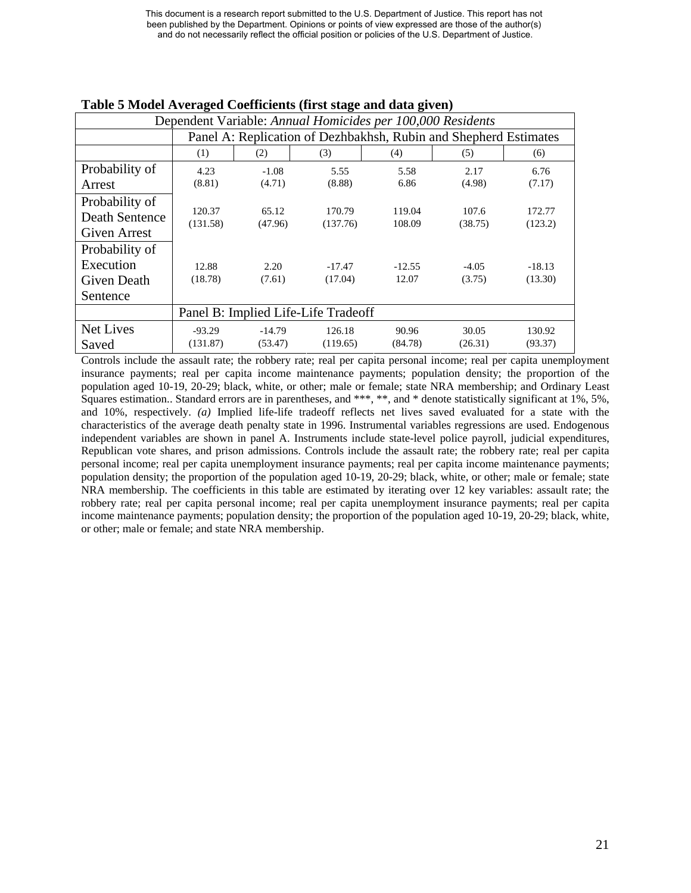**Table 5 Model Averaged Coefficients (first stage and data given)**

| Dependent Variable: *Annual Homicides per 100,000 Residents* | | | | | | |
|---|---|---|---|---|---|---|
| | Panel A: Replication of Dezhbakhsh, Rubin and Shepherd Estimates | | | | | |
| | (1) | (2) | (3) | (4) | (5) | (6) |
| Probability of Arrest | 4.23<br>(8.81) | -1.08<br>(4.71) | 5.55<br>(8.88) | 5.58<br>6.86 | 2.17<br>(4.98) | 6.76<br>(7.17) |
| Probability of Death Sentence Given Arrest | 120.37<br>(131.58) | 65.12<br>(47.96) | 170.79<br>(137.76) | 119.04<br>108.09 | 107.6<br>(38.75) | 172.77<br>(123.2) |
| Probability of Execution Given Death Sentence | 12.88<br>(18.78) | 2.20<br>(7.61) | -17.47<br>(17.04) | -12.55<br>12.07 | -4.05<br>(3.75) | -18.13<br>(13.30) |
| | Panel B: Implied Life-Life Tradeoff | | | | | |
| Net Lives Saved | -93.29<br>(131.87) | -14.79<br>(53.47) | 126.18<br>(119.65) | 90.96<br>(84.78) | 30.05<br>(26.31) | 130.92<br>(93.37) |

Controls include the assault rate; the robbery rate; real per capita personal income; real per capita unemployment insurance payments; real per capita income maintenance payments; population density; the proportion of the population aged 10-19, 20-29; black, white, or other; male or female; state NRA membership; and Ordinary Least Squares estimation.. Standard errors are in parentheses, and \*\*\*, \*\*, and \* denote statistically significant at 1%, 5%, and 10%, respectively. *(a)* Implied life-life tradeoff reflects net lives saved evaluated for a state with the characteristics of the average death penalty state in 1996. Instrumental variables regressions are used. Endogenous independent variables are shown in panel A. Instruments include state-level police payroll, judicial expenditures, Republican vote shares, and prison admissions. Controls include the assault rate; the robbery rate; real per capita personal income; real per capita unemployment insurance payments; real per capita income maintenance payments; population density; the proportion of the population aged 10-19, 20-29; black, white, or other; male or female; state NRA membership. The coefficients in this table are estimated by iterating over 12 key variables: assault rate; the robbery rate; real per capita personal income; real per capita unemployment insurance payments; real per capita income maintenance payments; population density; the proportion of the population aged 10-19, 20-29; black, white, or other; male or female; and state NRA membership.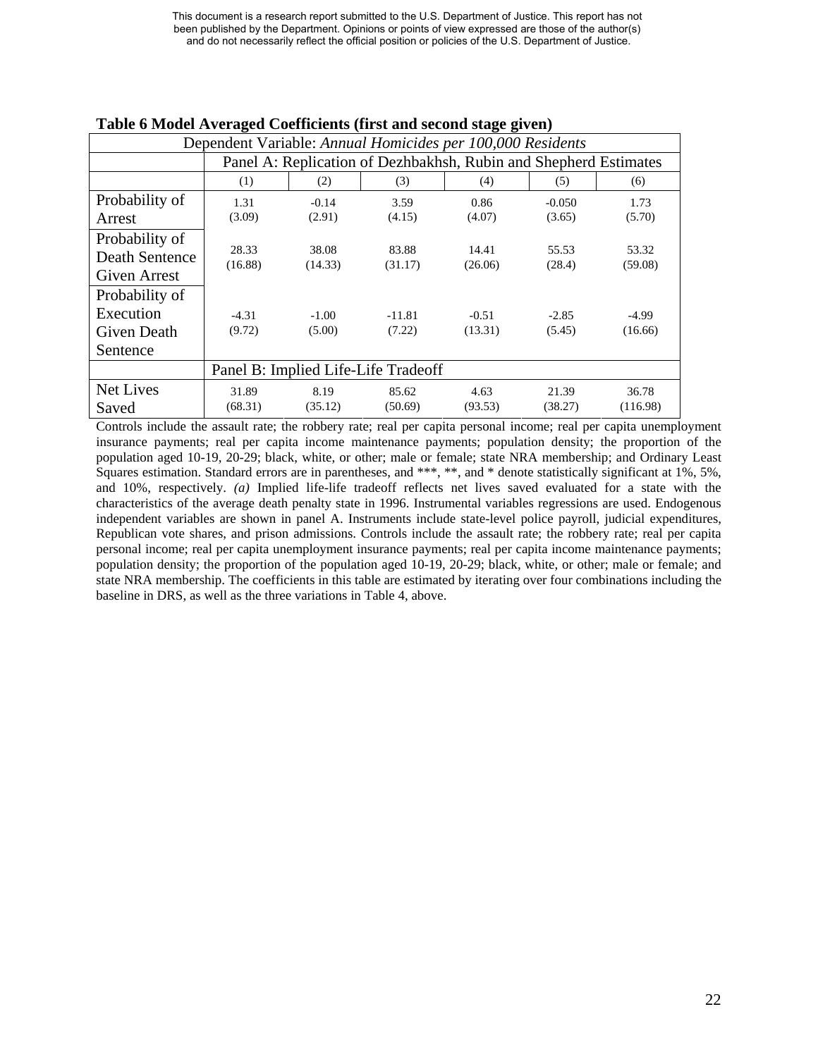**Table 6 Model Averaged Coefficients (first and second stage given)**

| Dependent Variable: *Annual Homicides per 100,000 Residents* | | | | | | |
|---|---|---|---|---|---|---|
| | Panel A: Replication of Dezhbakhsh, Rubin and Shepherd Estimates | | | | | |
| | (1) | (2) | (3) | (4) | (5) | (6) |
| Probability of Arrest | 1.31<br>(3.09) | -0.14<br>(2.91) | 3.59<br>(4.15) | 0.86<br>(4.07) | -0.050<br>(3.65) | 1.73<br>(5.70) |
| Probability of Death Sentence Given Arrest | 28.33<br>(16.88) | 38.08<br>(14.33) | 83.88<br>(31.17) | 14.41<br>(26.06) | 55.53<br>(28.4) | 53.32<br>(59.08) |
| Probability of Execution Given Death Sentence | -4.31<br>(9.72) | -1.00<br>(5.00) | -11.81<br>(7.22) | -0.51<br>(13.31) | -2.85<br>(5.45) | -4.99<br>(16.66) |
| | Panel B: Implied Life-Life Tradeoff | | | | | |
| Net Lives Saved | 31.89<br>(68.31) | 8.19<br>(35.12) | 85.62<br>(50.69) | 4.63<br>(93.53) | 21.39<br>(38.27) | 36.78<br>(116.98) |

Controls include the assault rate; the robbery rate; real per capita personal income; real per capita unemployment insurance payments; real per capita income maintenance payments; population density; the proportion of the population aged 10-19, 20-29; black, white, or other; male or female; state NRA membership; and Ordinary Least Squares estimation. Standard errors are in parentheses, and ***, **, and * denote statistically significant at 1%, 5%, and 10%, respectively. *(a)* Implied life-life tradeoff reflects net lives saved evaluated for a state with the characteristics of the average death penalty state in 1996. Instrumental variables regressions are used. Endogenous independent variables are shown in panel A. Instruments include state-level police payroll, judicial expenditures, Republican vote shares, and prison admissions. Controls include the assault rate; the robbery rate; real per capita personal income; real per capita unemployment insurance payments; real per capita income maintenance payments; population density; the proportion of the population aged 10-19, 20-29; black, white, or other; male or female; and state NRA membership. The coefficients in this table are estimated by iterating over four combinations including the baseline in DRS, as well as the three variations in Table 4, above.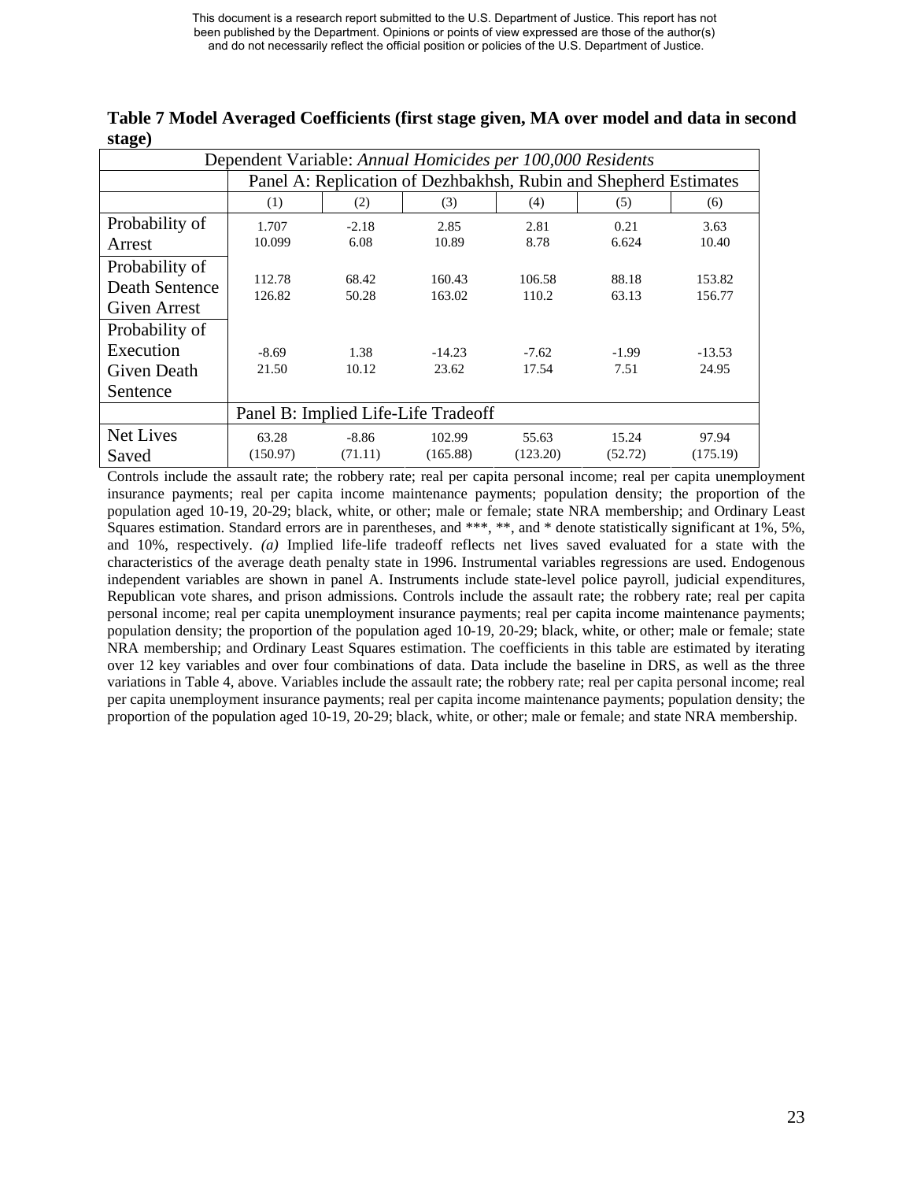**Table 7 Model Averaged Coefficients (first stage given, MA over model and data in second stage)**

| Dependent Variable: *Annual Homicides per 100,000 Residents* | | | | | | |
|---|---|---|---|---|---|---|
| | Panel A: Replication of Dezhbakhsh, Rubin and Shepherd Estimates | | | | | |
| | (1) | (2) | (3) | (4) | (5) | (6) |
| Probability of Arrest | 1.707<br>10.099 | -2.18<br>6.08 | 2.85<br>10.89 | 2.81<br>8.78 | 0.21<br>6.624 | 3.63<br>10.40 |
| Probability of Death Sentence Given Arrest | 112.78<br>126.82 | 68.42<br>50.28 | 160.43<br>163.02 | 106.58<br>110.2 | 88.18<br>63.13 | 153.82<br>156.77 |
| Probability of Execution Given Death Sentence | -8.69<br>21.50 | 1.38<br>10.12 | -14.23<br>23.62 | -7.62<br>17.54 | -1.99<br>7.51 | -13.53<br>24.95 |
| | Panel B: Implied Life-Life Tradeoff | | | | | |
| Net Lives Saved | 63.28<br>(150.97) | -8.86<br>(71.11) | 102.99<br>(165.88) | 55.63<br>(123.20) | 15.24<br>(52.72) | 97.94<br>(175.19) |

Controls include the assault rate; the robbery rate; real per capita personal income; real per capita unemployment insurance payments; real per capita income maintenance payments; population density; the proportion of the population aged 10-19, 20-29; black, white, or other; male or female; state NRA membership; and Ordinary Least Squares estimation. Standard errors are in parentheses, and ***, **, and * denote statistically significant at 1%, 5%, and 10%, respectively. *(a)* Implied life-life tradeoff reflects net lives saved evaluated for a state with the characteristics of the average death penalty state in 1996. Instrumental variables regressions are used. Endogenous independent variables are shown in panel A. Instruments include state-level police payroll, judicial expenditures, Republican vote shares, and prison admissions. Controls include the assault rate; the robbery rate; real per capita personal income; real per capita unemployment insurance payments; real per capita income maintenance payments; population density; the proportion of the population aged 10-19, 20-29; black, white, or other; male or female; state NRA membership; and Ordinary Least Squares estimation. The coefficients in this table are estimated by iterating over 12 key variables and over four combinations of data. Data include the baseline in DRS, as well as the three variations in Table 4, above. Variables include the assault rate; the robbery rate; real per capita personal income; real per capita unemployment insurance payments; real per capita income maintenance payments; population density; the proportion of the population aged 10-19, 20-29; black, white, or other; male or female; and state NRA membership.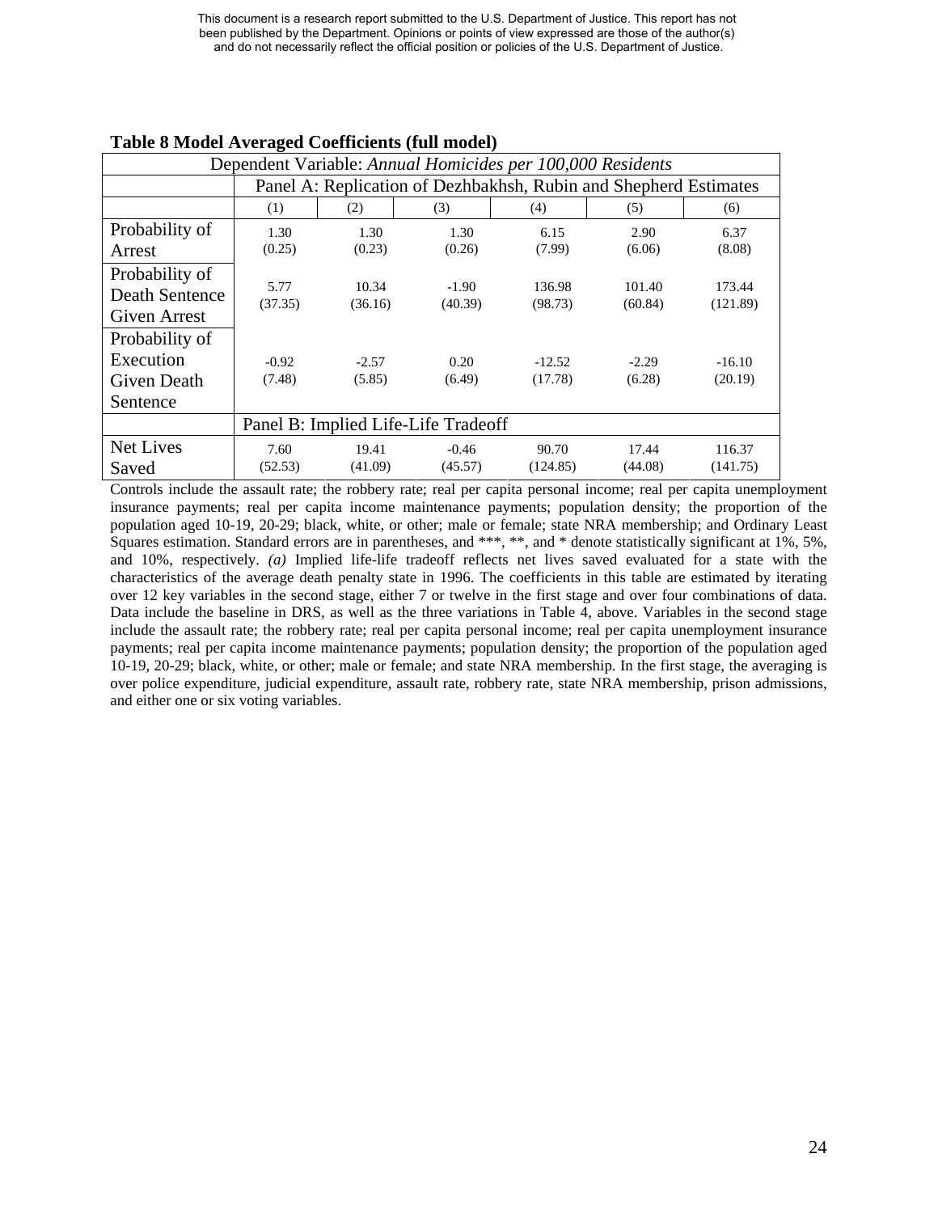**Table 8 Model Averaged Coefficients (full model)**

| Dependent Variable: *Annual Homicides per 100,000 Residents* | | | | | | |
|---|---|---|---|---|---|---|
| | Panel A: Replication of Dezhbakhsh, Rubin and Shepherd Estimates | | | | | |
| | (1) | (2) | (3) | (4) | (5) | (6) |
| Probability of Arrest | 1.30<br>(0.25) | 1.30<br>(0.23) | 1.30<br>(0.26) | 6.15<br>(7.99) | 2.90<br>(6.06) | 6.37<br>(8.08) |
| Probability of Death Sentence Given Arrest | 5.77<br>(37.35) | 10.34<br>(36.16) | -1.90<br>(40.39) | 136.98<br>(98.73) | 101.40<br>(60.84) | 173.44<br>(121.89) |
| Probability of Execution Given Death Sentence | -0.92<br>(7.48) | -2.57<br>(5.85) | 0.20<br>(6.49) | -12.52<br>(17.78) | -2.29<br>(6.28) | -16.10<br>(20.19) |
| | Panel B: Implied Life-Life Tradeoff | | | | | |
| Net Lives Saved | 7.60<br>(52.53) | 19.41<br>(41.09) | -0.46<br>(45.57) | 90.70<br>(124.85) | 17.44<br>(44.08) | 116.37<br>(141.75) |

Controls include the assault rate; the robbery rate; real per capita personal income; real per capita unemployment insurance payments; real per capita income maintenance payments; population density; the proportion of the population aged 10-19, 20-29; black, white, or other; male or female; state NRA membership; and Ordinary Least Squares estimation. Standard errors are in parentheses, and ***, **, and * denote statistically significant at 1%, 5%, and 10%, respectively. *(a)* Implied life-life tradeoff reflects net lives saved evaluated for a state with the characteristics of the average death penalty state in 1996. The coefficients in this table are estimated by iterating over 12 key variables in the second stage, either 7 or twelve in the first stage and over four combinations of data. Data include the baseline in DRS, as well as the three variations in Table 4, above. Variables in the second stage include the assault rate; the robbery rate; real per capita personal income; real per capita unemployment insurance payments; real per capita income maintenance payments; population density; the proportion of the population aged 10-19, 20-29; black, white, or other; male or female; and state NRA membership. In the first stage, the averaging is over police expenditure, judicial expenditure, assault rate, robbery rate, state NRA membership, prison admissions, and either one or six voting variables.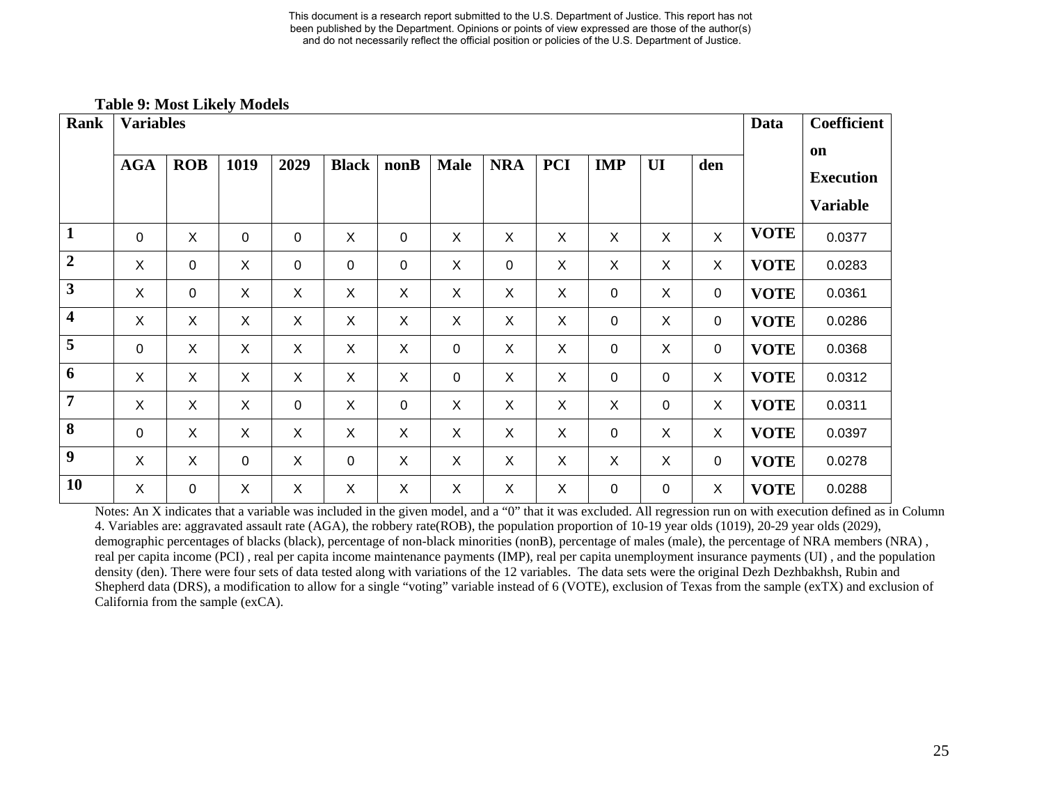**Table 9: Most Likely Models**

| Rank | Variables | | | | | | | | | | | | Data | Coefficient on Execution Variable |
|---|---|---|---|---|---|---|---|---|---|---|---|---|---|---|
| | AGA | ROB | 1019 | 2029 | Black | nonB | Male | NRA | PCI | IMP | UI | den | | |
| 1 | 0 | X | 0 | 0 | X | 0 | X | X | X | X | X | X | VOTE | 0.0377 |
| 2 | X | 0 | X | 0 | 0 | 0 | X | 0 | X | X | X | X | VOTE | 0.0283 |
| 3 | X | 0 | X | X | X | X | X | X | X | 0 | X | 0 | VOTE | 0.0361 |
| 4 | X | X | X | X | X | X | X | X | X | 0 | X | 0 | VOTE | 0.0286 |
| 5 | 0 | X | X | X | X | X | 0 | X | X | 0 | X | 0 | VOTE | 0.0368 |
| 6 | X | X | X | X | X | X | 0 | X | X | 0 | 0 | X | VOTE | 0.0312 |
| 7 | X | X | X | 0 | X | 0 | X | X | X | X | 0 | X | VOTE | 0.0311 |
| 8 | 0 | X | X | X | X | X | X | X | X | 0 | X | X | VOTE | 0.0397 |
| 9 | X | X | 0 | X | 0 | X | X | X | X | X | X | 0 | VOTE | 0.0278 |
| 10 | X | 0 | X | X | X | X | X | X | X | 0 | 0 | X | VOTE | 0.0288 |

Notes: An X indicates that a variable was included in the given model, and a "0" that it was excluded. All regression run on with execution defined as in Column 4. Variables are: aggravated assault rate (AGA), the robbery rate(ROB), the population proportion of 10-19 year olds (1019), 20-29 year olds (2029), demographic percentages of blacks (black), percentage of non-black minorities (nonB), percentage of males (male), the percentage of NRA members (NRA) , real per capita income (PCI) , real per capita income maintenance payments (IMP), real per capita unemployment insurance payments (UI) , and the population density (den). There were four sets of data tested along with variations of the 12 variables. The data sets were the original Dezh Dezhbakhsh, Rubin and Shepherd data (DRS), a modification to allow for a single "voting" variable instead of 6 (VOTE), exclusion of Texas from the sample (exTX) and exclusion of California from the sample (exCA).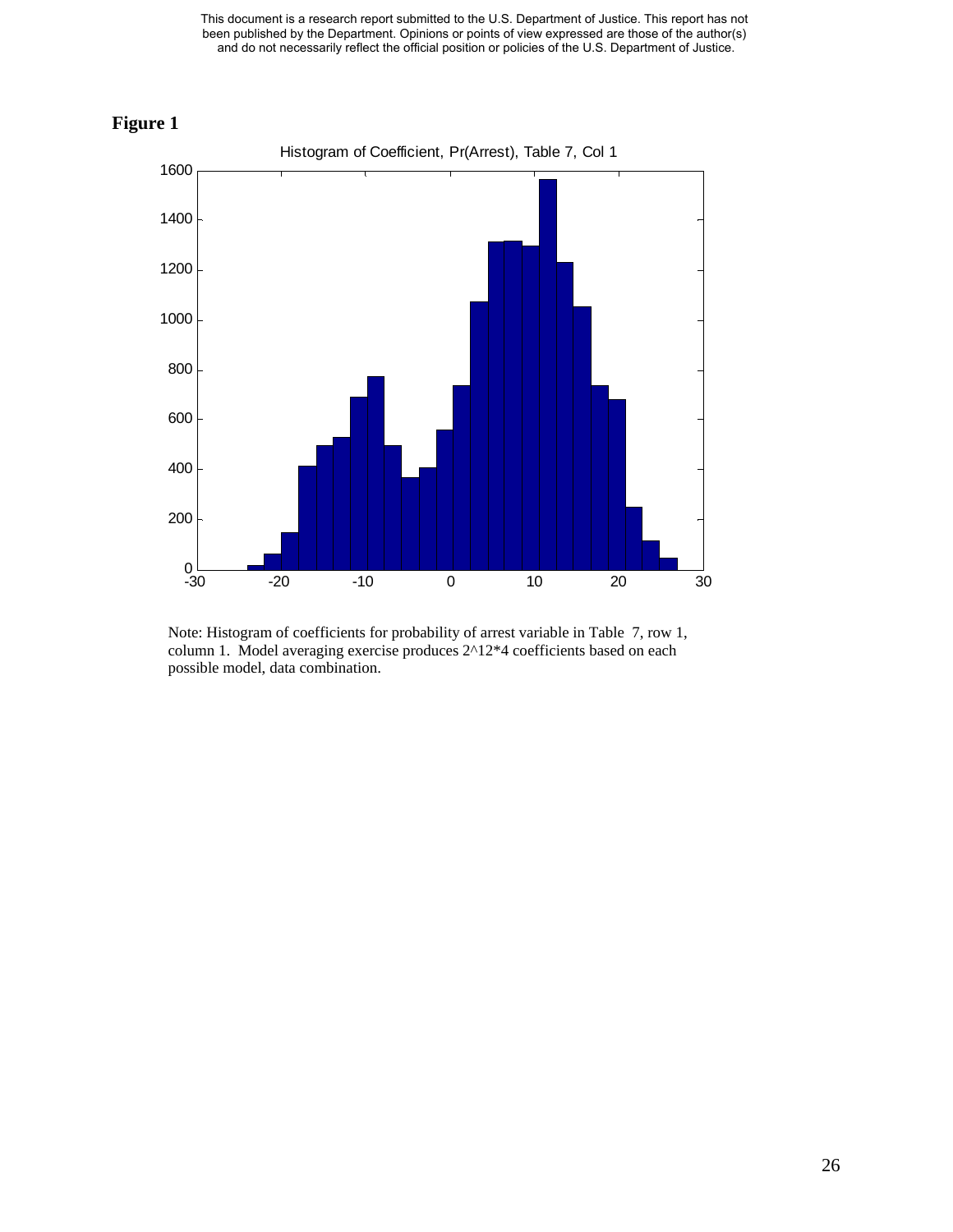**Figure 1**

Note: Histogram of coefficients for probability of arrest variable in Table 7, row 1, column 1. Model averaging exercise produces 2^12*4 coefficients based on each possible model, data combination.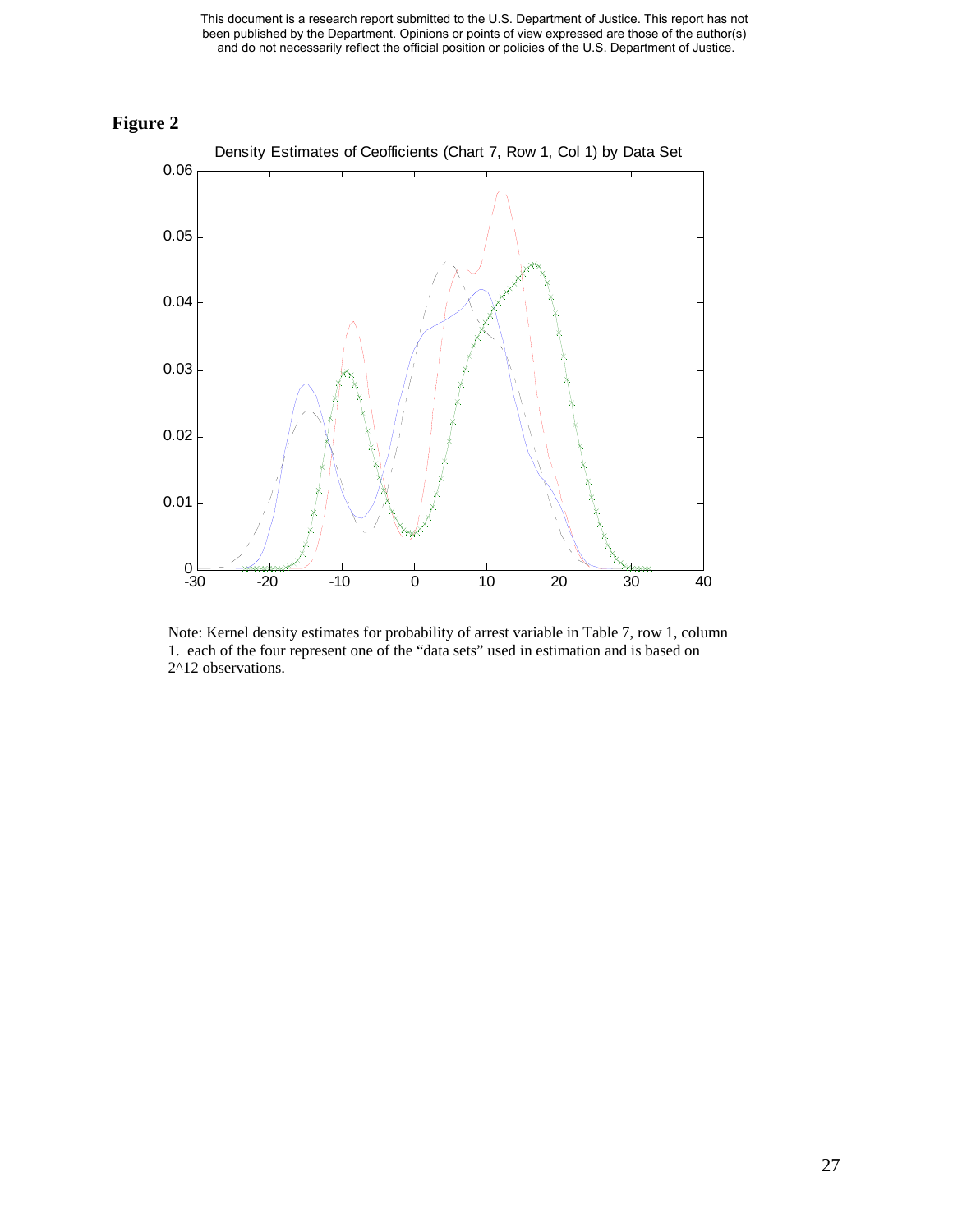**Figure 2**

Density Estimates of Ceofficients (Chart 7, Row 1, Col 1) by Data Set

Note: Kernel density estimates for probability of arrest variable in Table 7, row 1, column 1. each of the four represent one of the “data sets” used in estimation and is based on 2^12 observations.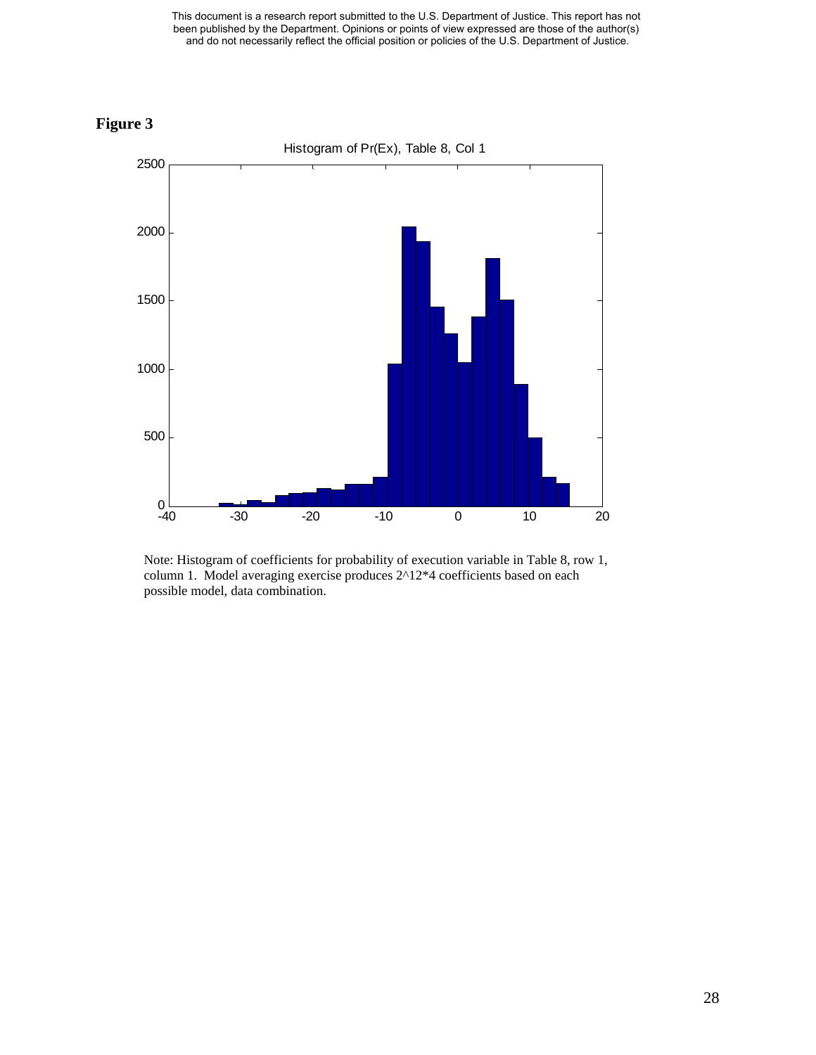**Figure 3**

Histogram of Pr(Ex), Table 8, Col 1

Note: Histogram of coefficients for probability of execution variable in Table 8, row 1, column 1. Model averaging exercise produces 2^12*4 coefficients based on each possible model, data combination.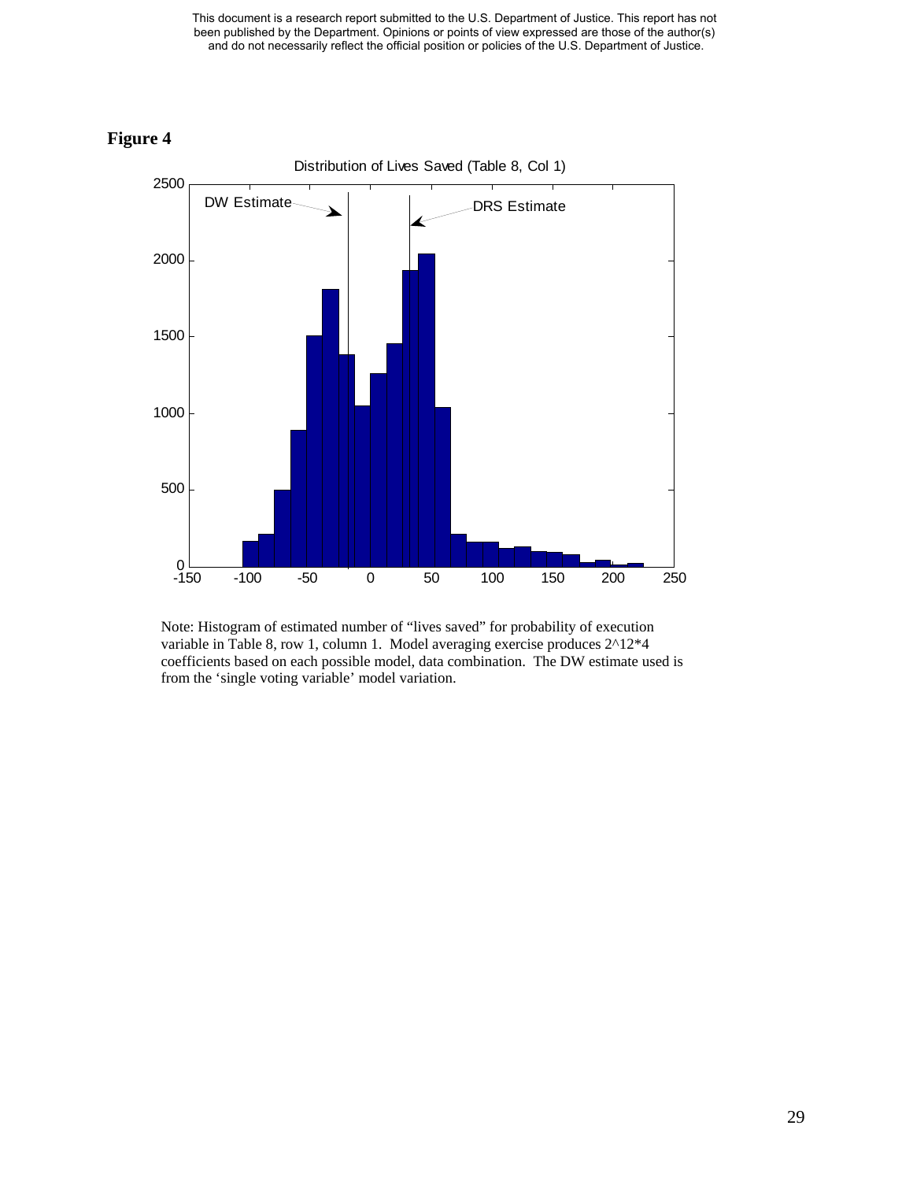**Figure 4**

Distribution of Lives Saved (Table 8, Col 1)

Note: Histogram of estimated number of "lives saved" for probability of execution variable in Table 8, row 1, column 1. Model averaging exercise produces 2^12*4 coefficients based on each possible model, data combination. The DW estimate used is from the 'single voting variable' model variation.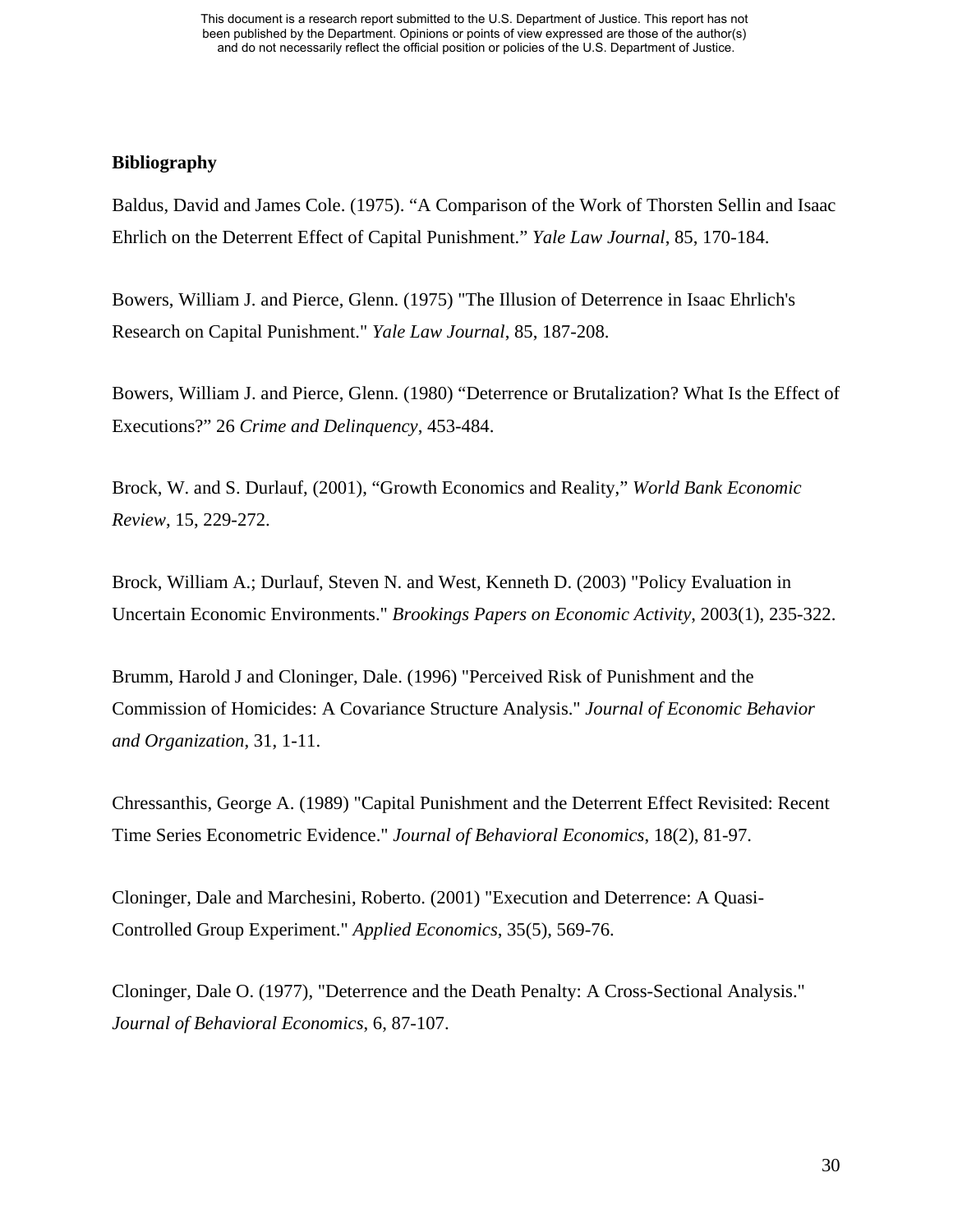**Bibliography**

Baldus, David and James Cole. (1975). “A Comparison of the Work of Thorsten Sellin and Isaac Ehrlich on the Deterrent Effect of Capital Punishment.” *Yale Law Journal*, 85, 170-184.

Bowers, William J. and Pierce, Glenn. (1975) "The Illusion of Deterrence in Isaac Ehrlich's Research on Capital Punishment." *Yale Law Journal*, 85, 187-208.

Bowers, William J. and Pierce, Glenn. (1980) “Deterrence or Brutalization? What Is the Effect of Executions?” 26 *Crime and Delinquency*, 453-484.

Brock, W. and S. Durlauf, (2001), “Growth Economics and Reality,” *World Bank Economic Review*, 15, 229-272.

Brock, William A.; Durlauf, Steven N. and West, Kenneth D. (2003) "Policy Evaluation in Uncertain Economic Environments." *Brookings Papers on Economic Activity*, 2003(1), 235-322.

Brumm, Harold J and Cloninger, Dale. (1996) "Perceived Risk of Punishment and the Commission of Homicides: A Covariance Structure Analysis." *Journal of Economic Behavior and Organization*, 31, 1-11.

Chressanthis, George A. (1989) "Capital Punishment and the Deterrent Effect Revisited: Recent Time Series Econometric Evidence." *Journal of Behavioral Economics*, 18(2), 81-97.

Cloninger, Dale and Marchesini, Roberto. (2001) "Execution and Deterrence: A Quasi-Controlled Group Experiment." *Applied Economics*, 35(5), 569-76.

Cloninger, Dale O. (1977), "Deterrence and the Death Penalty: A Cross-Sectional Analysis." *Journal of Behavioral Economics*, 6, 87-107.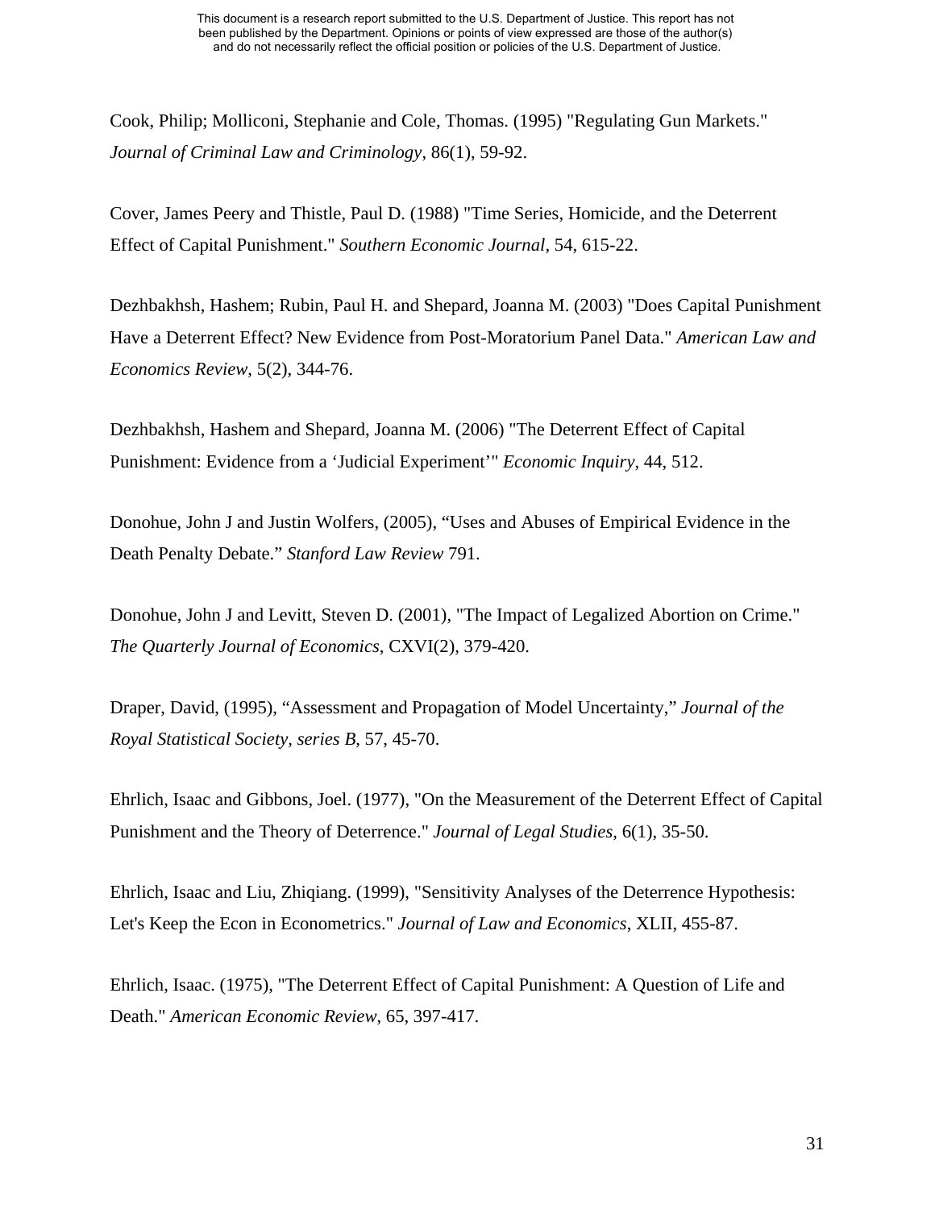Cook, Philip; Molliconi, Stephanie and Cole, Thomas. (1995) "Regulating Gun Markets." *Journal of Criminal Law and Criminology*, 86(1), 59-92.

Cover, James Peery and Thistle, Paul D. (1988) "Time Series, Homicide, and the Deterrent Effect of Capital Punishment." *Southern Economic Journal*, 54, 615-22.

Dezhbakhsh, Hashem; Rubin, Paul H. and Shepard, Joanna M. (2003) "Does Capital Punishment Have a Deterrent Effect? New Evidence from Post-Moratorium Panel Data." *American Law and Economics Review*, 5(2), 344-76.

Dezhbakhsh, Hashem and Shepard, Joanna M. (2006) "The Deterrent Effect of Capital Punishment: Evidence from a 'Judicial Experiment'" *Economic Inquiry*, 44, 512.

Donohue, John J and Justin Wolfers, (2005), "Uses and Abuses of Empirical Evidence in the Death Penalty Debate." *Stanford Law Review* 791.

Donohue, John J and Levitt, Steven D. (2001), "The Impact of Legalized Abortion on Crime." *The Quarterly Journal of Economics*, CXVI(2), 379-420.

Draper, David, (1995), "Assessment and Propagation of Model Uncertainty," *Journal of the Royal Statistical Society, series B*, 57, 45-70.

Ehrlich, Isaac and Gibbons, Joel. (1977), "On the Measurement of the Deterrent Effect of Capital Punishment and the Theory of Deterrence." *Journal of Legal Studies*, 6(1), 35-50.

Ehrlich, Isaac and Liu, Zhiqiang. (1999), "Sensitivity Analyses of the Deterrence Hypothesis: Let's Keep the Econ in Econometrics." *Journal of Law and Economics*, XLII, 455-87.

Ehrlich, Isaac. (1975), "The Deterrent Effect of Capital Punishment: A Question of Life and Death." *American Economic Review*, 65, 397-417.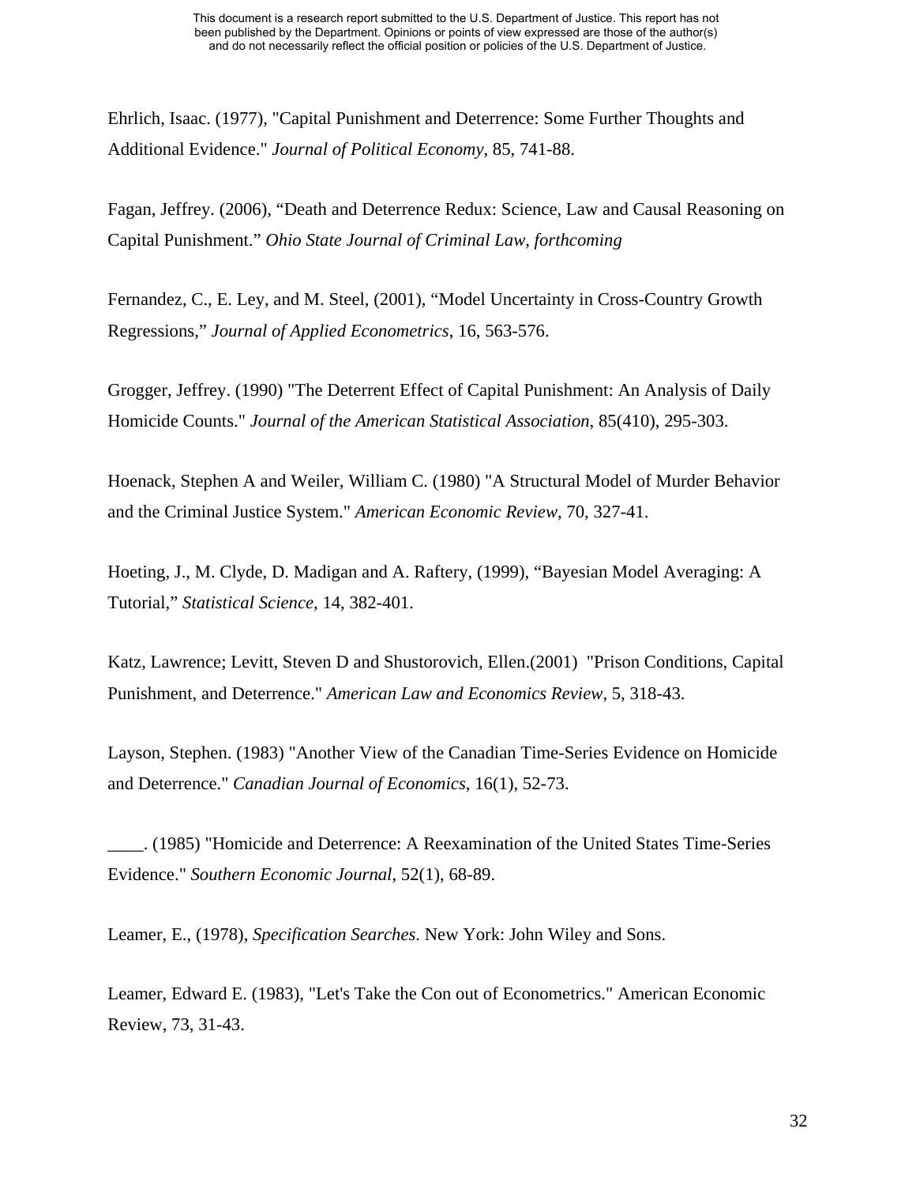Ehrlich, Isaac. (1977), "Capital Punishment and Deterrence: Some Further Thoughts and Additional Evidence." *Journal of Political Economy*, 85, 741-88.

Fagan, Jeffrey. (2006), "Death and Deterrence Redux: Science, Law and Causal Reasoning on Capital Punishment." *Ohio State Journal of Criminal Law*, *forthcoming*

Fernandez, C., E. Ley, and M. Steel, (2001), "Model Uncertainty in Cross-Country Growth Regressions," *Journal of Applied Econometrics*, 16, 563-576.

Grogger, Jeffrey. (1990) "The Deterrent Effect of Capital Punishment: An Analysis of Daily Homicide Counts." *Journal of the American Statistical Association*, 85(410), 295-303.

Hoenack, Stephen A and Weiler, William C. (1980) "A Structural Model of Murder Behavior and the Criminal Justice System." *American Economic Review*, 70, 327-41.

Hoeting, J., M. Clyde, D. Madigan and A. Raftery, (1999), "Bayesian Model Averaging: A Tutorial," *Statistical Science*, 14, 382-401.

Katz, Lawrence; Levitt, Steven D and Shustorovich, Ellen.(2001) "Prison Conditions, Capital Punishment, and Deterrence." *American Law and Economics Review*, 5, 318-43.

Layson, Stephen. (1983) "Another View of the Canadian Time-Series Evidence on Homicide and Deterrence." *Canadian Journal of Economics*, 16(1), 52-73.

____. (1985) "Homicide and Deterrence: A Reexamination of the United States Time-Series Evidence." *Southern Economic Journal*, 52(1), 68-89.

Leamer, E., (1978), *Specification Searches*. New York: John Wiley and Sons.

Leamer, Edward E. (1983), "Let's Take the Con out of Econometrics." American Economic Review, 73, 31-43.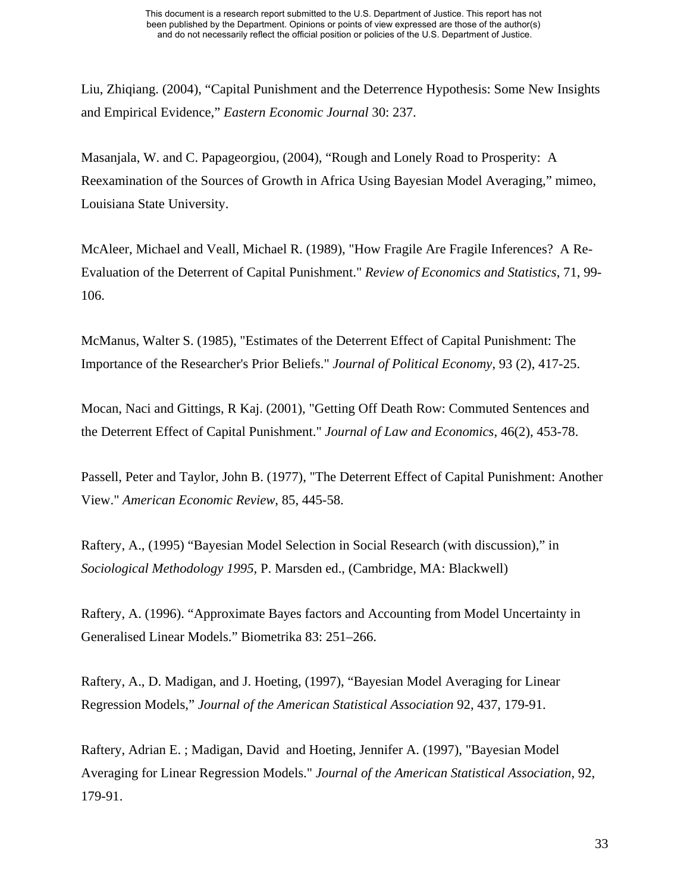Liu, Zhiqiang. (2004), “Capital Punishment and the Deterrence Hypothesis: Some New Insights and Empirical Evidence,” *Eastern Economic Journal* 30: 237.

Masanjala, W. and C. Papageorgiou, (2004), “Rough and Lonely Road to Prosperity: A Reexamination of the Sources of Growth in Africa Using Bayesian Model Averaging,” mimeo, Louisiana State University.

McAleer, Michael and Veall, Michael R. (1989), "How Fragile Are Fragile Inferences? A Re-Evaluation of the Deterrent of Capital Punishment." *Review of Economics and Statistics*, 71, 99-106.

McManus, Walter S. (1985), "Estimates of the Deterrent Effect of Capital Punishment: The Importance of the Researcher's Prior Beliefs." *Journal of Political Economy*, 93 (2), 417-25.

Mocan, Naci and Gittings, R Kaj. (2001), "Getting Off Death Row: Commuted Sentences and the Deterrent Effect of Capital Punishment." *Journal of Law and Economics*, 46(2), 453-78.

Passell, Peter and Taylor, John B. (1977), "The Deterrent Effect of Capital Punishment: Another View." *American Economic Review*, 85, 445-58.

Raftery, A., (1995) “Bayesian Model Selection in Social Research (with discussion),” in *Sociological Methodology 1995,* P. Marsden ed., (Cambridge, MA: Blackwell)

Raftery, A. (1996). “Approximate Bayes factors and Accounting from Model Uncertainty in Generalised Linear Models.” Biometrika 83: 251–266.

Raftery, A., D. Madigan, and J. Hoeting, (1997), “Bayesian Model Averaging for Linear Regression Models,” *Journal of the American Statistical Association* 92, 437, 179-91.

Raftery, Adrian E. ; Madigan, David and Hoeting, Jennifer A. (1997), "Bayesian Model Averaging for Linear Regression Models." *Journal of the American Statistical Association*, 92, 179-91.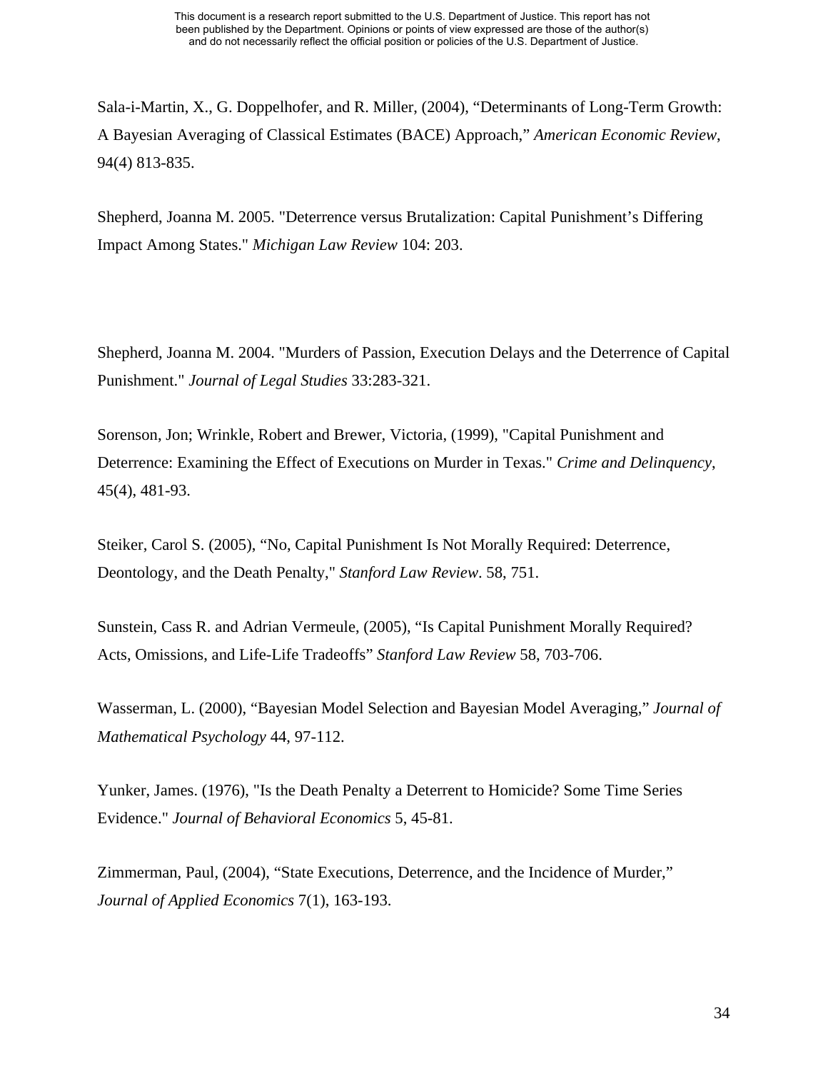Sala-i-Martin, X., G. Doppelhofer, and R. Miller, (2004), "Determinants of Long-Term Growth: A Bayesian Averaging of Classical Estimates (BACE) Approach," *American Economic Review*, 94(4) 813-835.

Shepherd, Joanna M. 2005. "Deterrence versus Brutalization: Capital Punishment's Differing Impact Among States." *Michigan Law Review* 104: 203.

Shepherd, Joanna M. 2004. "Murders of Passion, Execution Delays and the Deterrence of Capital Punishment." *Journal of Legal Studies* 33:283-321.

Sorenson, Jon; Wrinkle, Robert and Brewer, Victoria, (1999), "Capital Punishment and Deterrence: Examining the Effect of Executions on Murder in Texas." *Crime and Delinquency*, 45(4), 481-93.

Steiker, Carol S. (2005), "No, Capital Punishment Is Not Morally Required: Deterrence, Deontology, and the Death Penalty," *Stanford Law Review*. 58, 751.

Sunstein, Cass R. and Adrian Vermeule, (2005), "Is Capital Punishment Morally Required? Acts, Omissions, and Life-Life Tradeoffs" *Stanford Law Review* 58, 703-706.

Wasserman, L. (2000), "Bayesian Model Selection and Bayesian Model Averaging," *Journal of Mathematical Psychology* 44, 97-112.

Yunker, James. (1976), "Is the Death Penalty a Deterrent to Homicide? Some Time Series Evidence." *Journal of Behavioral Economics* 5, 45-81.

Zimmerman, Paul, (2004), "State Executions, Deterrence, and the Incidence of Murder," *Journal of Applied Economics* 7(1), 163-193.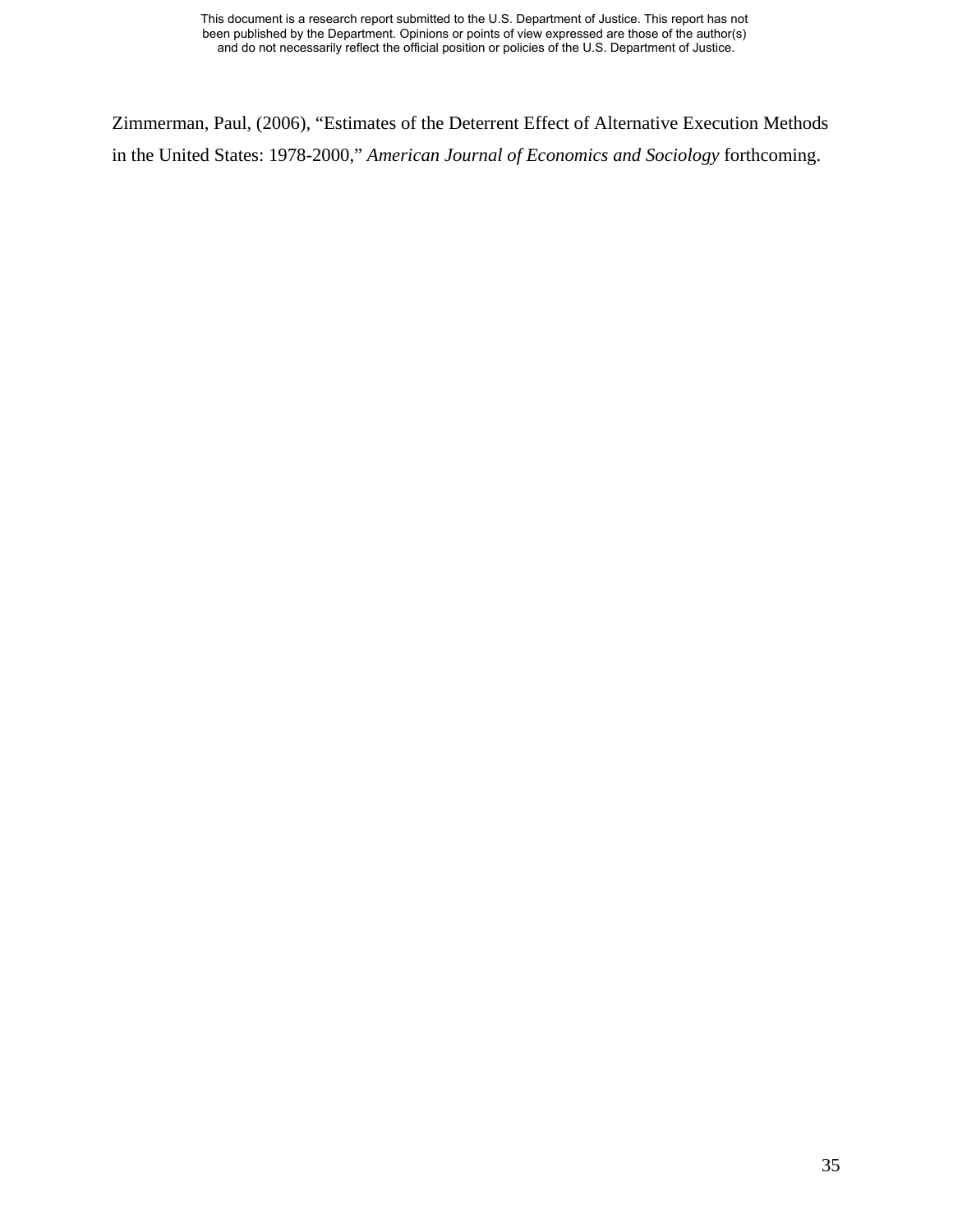Zimmerman, Paul, (2006), "Estimates of the Deterrent Effect of Alternative Execution Methods in the United States: 1978-2000," *American Journal of Economics and Sociology* forthcoming.